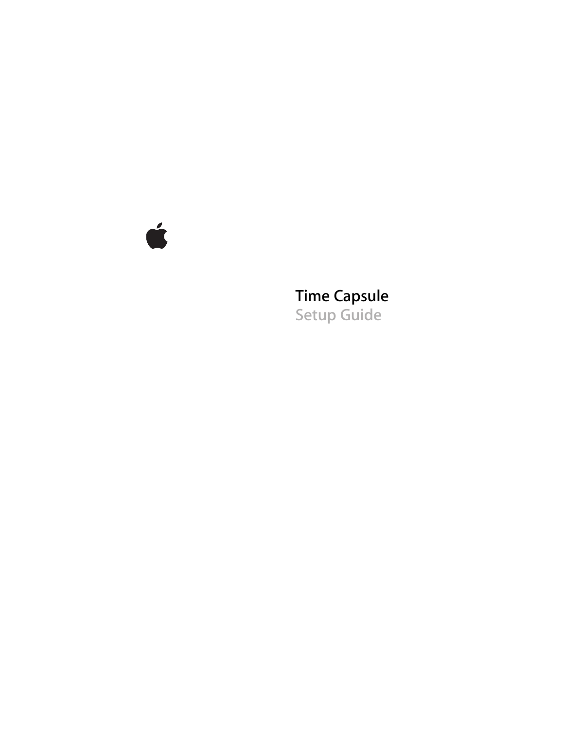# Time Capsule

## Setup Guide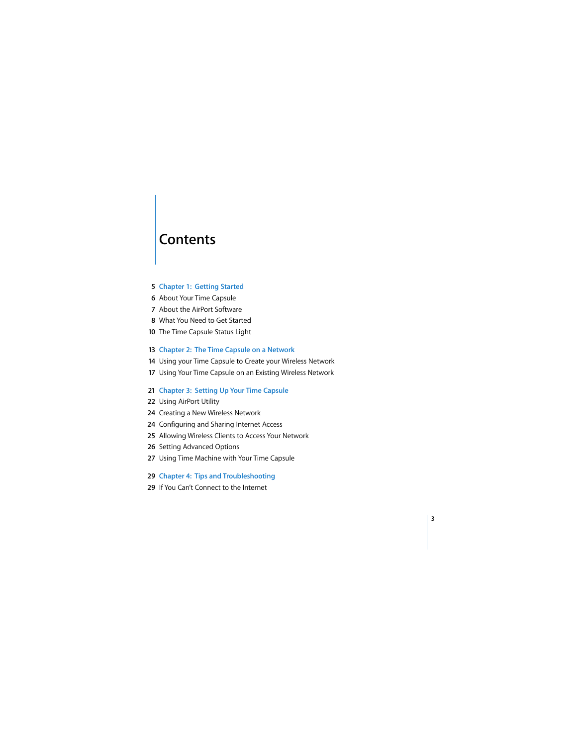# Contents

5 **Chapter 1: Getting Started**

6 About Your Time Capsule

7 About the AirPort Software

8 What You Need to Get Started

10 The Time Capsule Status Light

13 **Chapter 2: The Time Capsule on a Network**

14 Using your Time Capsule to Create your Wireless Network

17 Using Your Time Capsule on an Existing Wireless Network

21 **Chapter 3: Setting Up Your Time Capsule**

22 Using AirPort Utility

24 Creating a New Wireless Network

24 Configuring and Sharing Internet Access

25 Allowing Wireless Clients to Access Your Network

26 Setting Advanced Options

27 Using Time Machine with Your Time Capsule

29 **Chapter 4: Tips and Troubleshooting**

29 If You Can't Connect to the Internet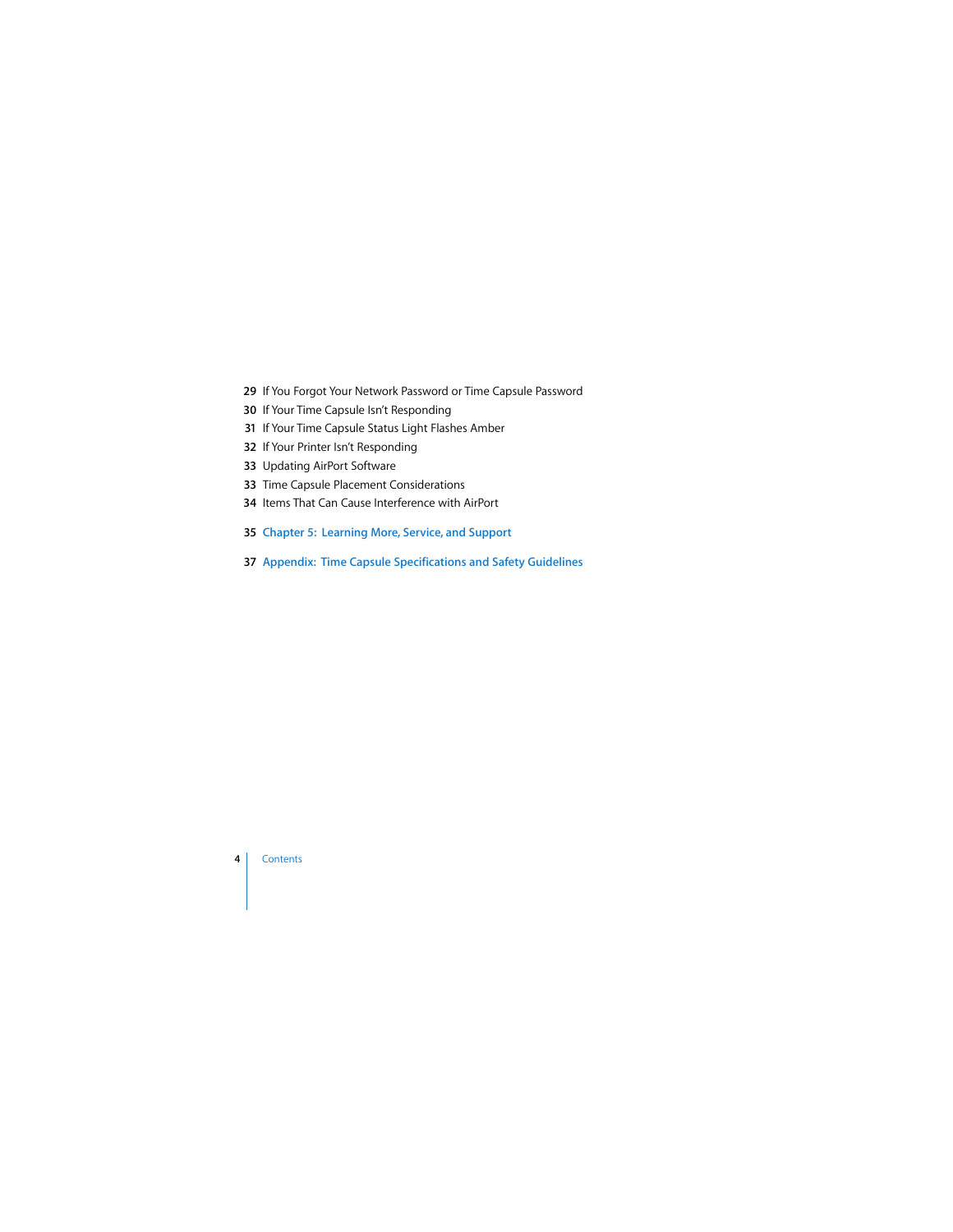29 If You Forgot Your Network Password or Time Capsule Password
30 If Your Time Capsule Isn't Responding
31 If Your Time Capsule Status Light Flashes Amber
32 If Your Printer Isn't Responding
33 Updating AirPort Software
33 Time Capsule Placement Considerations
34 Items That Can Cause Interference with AirPort

**35 Chapter 5: Learning More, Service, and Support**

**37 Appendix: Time Capsule Specifications and Safety Guidelines**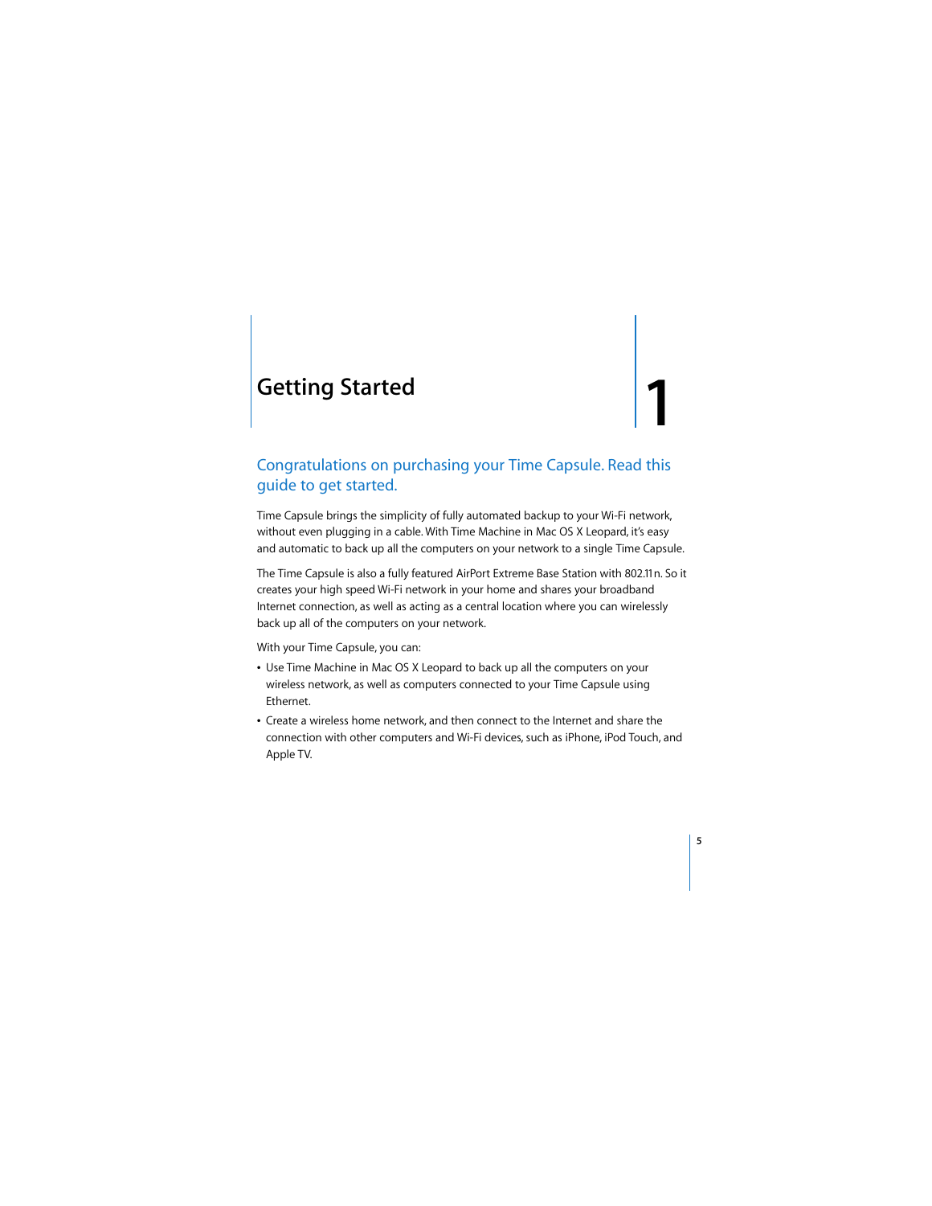# 1 Getting Started

## Congratulations on purchasing your Time Capsule. Read this guide to get started.

Time Capsule brings the simplicity of fully automated backup to your Wi-Fi network, without even plugging in a cable. With Time Machine in Mac OS X Leopard, it's easy and automatic to back up all the computers on your network to a single Time Capsule.

The Time Capsule is also a fully featured AirPort Extreme Base Station with 802.11n. So it creates your high speed Wi-Fi network in your home and shares your broadband Internet connection, as well as acting as a central location where you can wirelessly back up all of the computers on your network.

With your Time Capsule, you can:

- Use Time Machine in Mac OS X Leopard to back up all the computers on your wireless network, as well as computers connected to your Time Capsule using Ethernet.
- Create a wireless home network, and then connect to the Internet and share the connection with other computers and Wi-Fi devices, such as iPhone, iPod Touch, and Apple TV.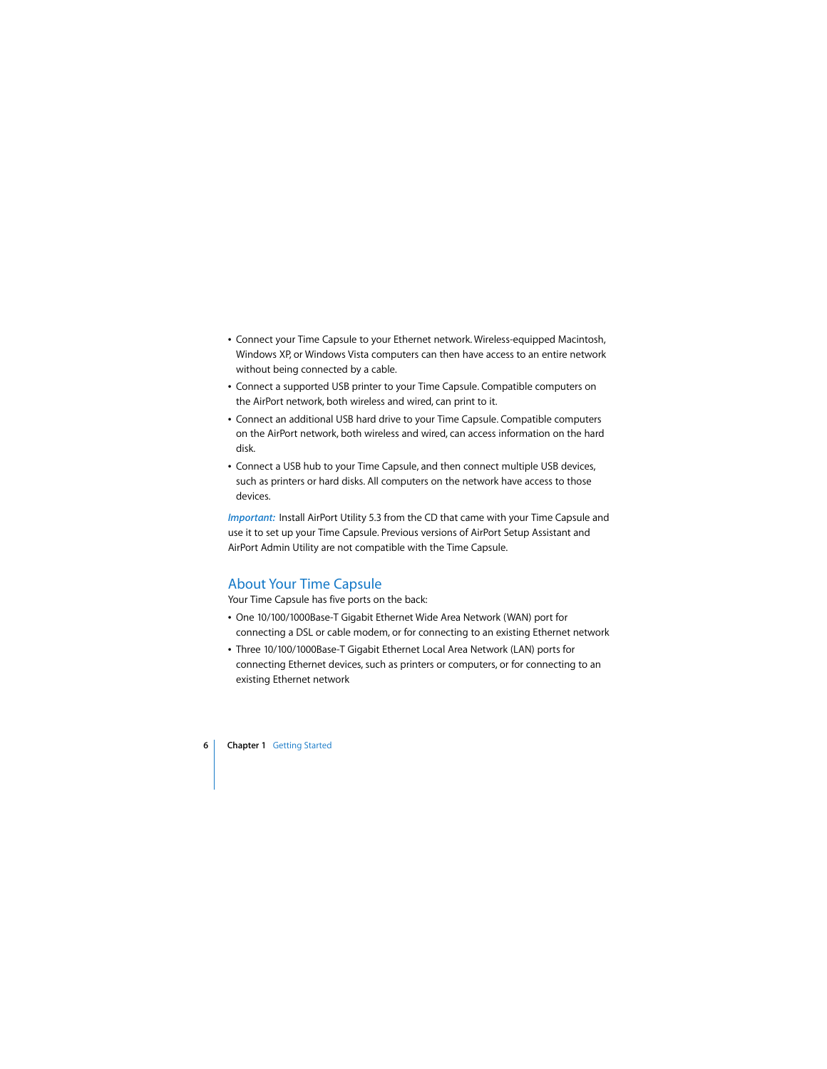- Connect your Time Capsule to your Ethernet network. Wireless-equipped Macintosh, Windows XP, or Windows Vista computers can then have access to an entire network without being connected by a cable.
- Connect a supported USB printer to your Time Capsule. Compatible computers on the AirPort network, both wireless and wired, can print to it.
- Connect an additional USB hard drive to your Time Capsule. Compatible computers on the AirPort network, both wireless and wired, can access information on the hard disk.
- Connect a USB hub to your Time Capsule, and then connect multiple USB devices, such as printers or hard disks. All computers on the network have access to those devices.

***Important:*** Install AirPort Utility 5.3 from the CD that came with your Time Capsule and use it to set up your Time Capsule. Previous versions of AirPort Setup Assistant and AirPort Admin Utility are not compatible with the Time Capsule.

## About Your Time Capsule

Your Time Capsule has five ports on the back:

- One 10/100/1000Base-T Gigabit Ethernet Wide Area Network (WAN) port for connecting a DSL or cable modem, or for connecting to an existing Ethernet network
- Three 10/100/1000Base-T Gigabit Ethernet Local Area Network (LAN) ports for connecting Ethernet devices, such as printers or computers, or for connecting to an existing Ethernet network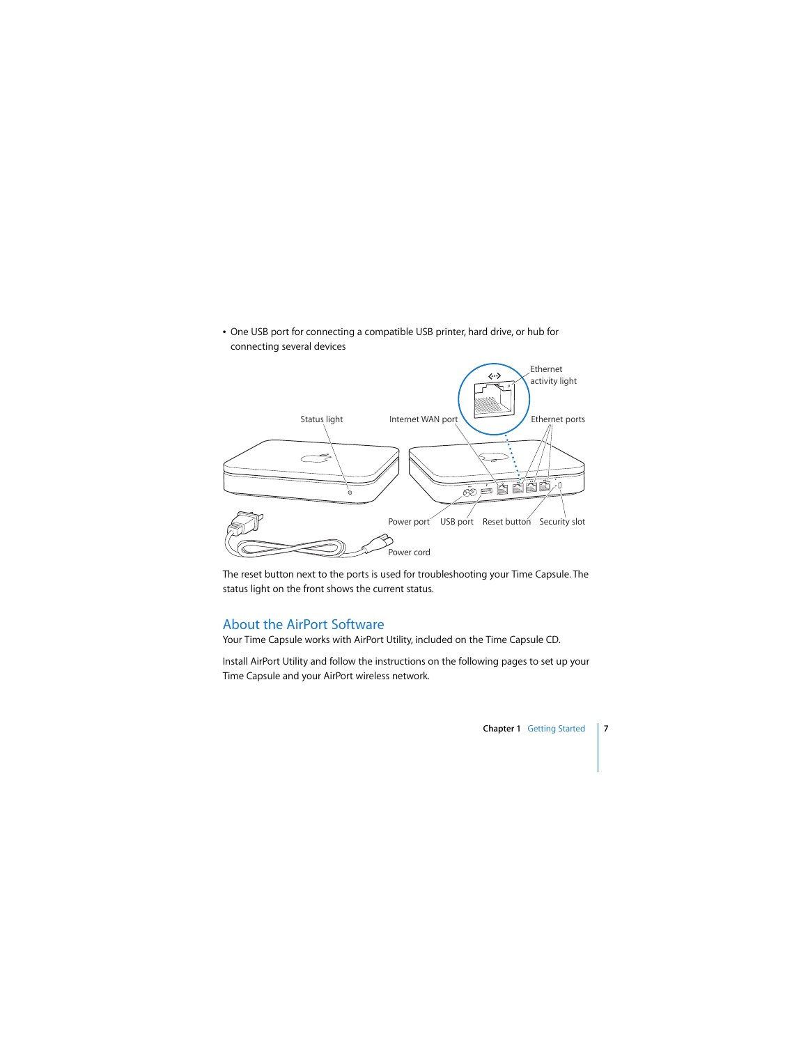- One USB port for connecting a compatible USB printer, hard drive, or hub for connecting several devices

Ethernet activity light

Status light

Internet WAN port

Ethernet ports

Power port

USB port

Reset button

Security slot

Power cord

The reset button next to the ports is used for troubleshooting your Time Capsule. The status light on the front shows the current status.

## About the AirPort Software

Your Time Capsule works with AirPort Utility, included on the Time Capsule CD.

Install AirPort Utility and follow the instructions on the following pages to set up your Time Capsule and your AirPort wireless network.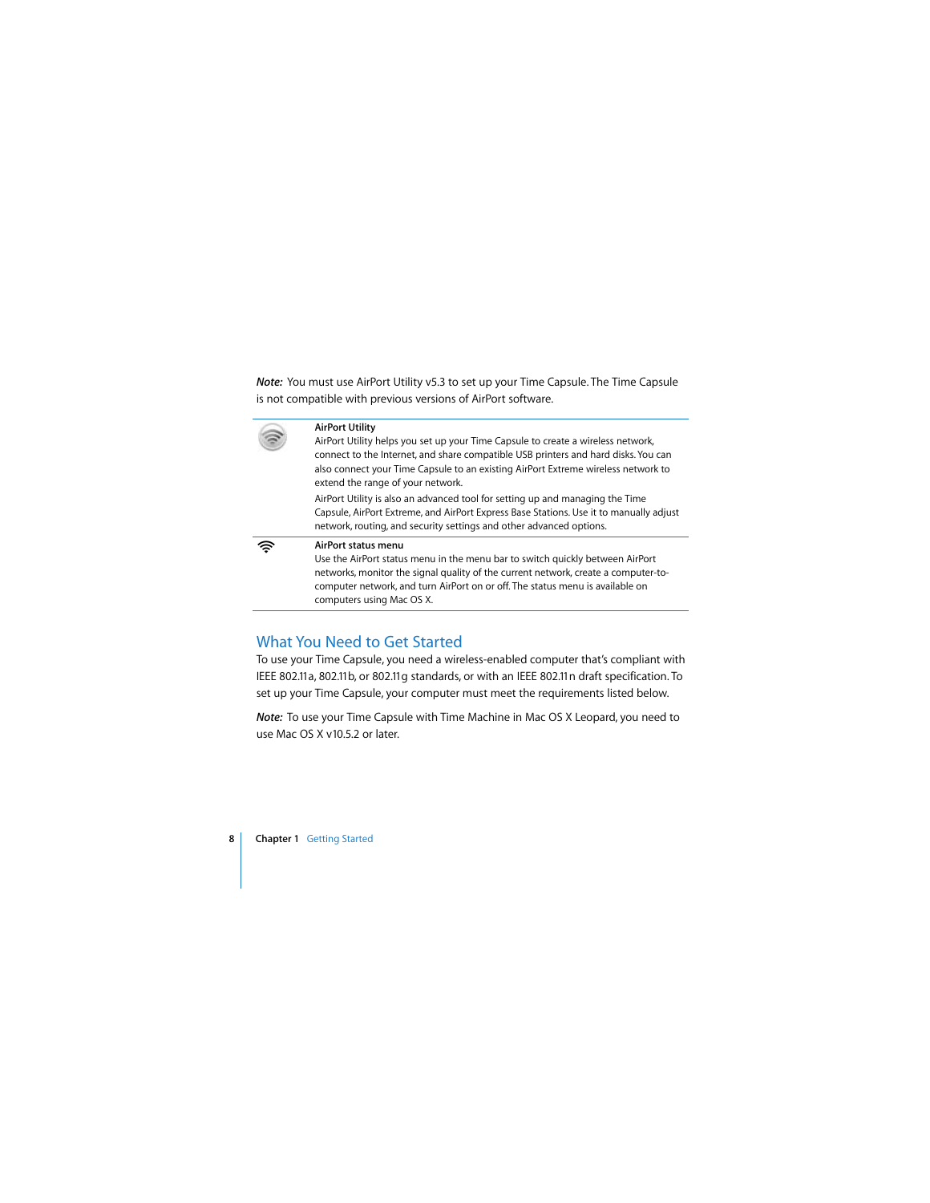*Note:* You must use AirPort Utility v5.3 to set up your Time Capsule. The Time Capsule is not compatible with previous versions of AirPort software.

**AirPort Utility**

AirPort Utility helps you set up your Time Capsule to create a wireless network, connect to the Internet, and share compatible USB printers and hard disks. You can also connect your Time Capsule to an existing AirPort Extreme wireless network to extend the range of your network.

AirPort Utility is also an advanced tool for setting up and managing the Time Capsule, AirPort Extreme, and AirPort Express Base Stations. Use it to manually adjust network, routing, and security settings and other advanced options.

**AirPort status menu**

Use the AirPort status menu in the menu bar to switch quickly between AirPort networks, monitor the signal quality of the current network, create a computer-to-computer network, and turn AirPort on or off. The status menu is available on computers using Mac OS X.

## What You Need to Get Started

To use your Time Capsule, you need a wireless-enabled computer that's compliant with IEEE 802.11a, 802.11b, or 802.11g standards, or with an IEEE 802.11n draft specification. To set up your Time Capsule, your computer must meet the requirements listed below.

*Note:* To use your Time Capsule with Time Machine in Mac OS X Leopard, you need to use Mac OS X v10.5.2 or later.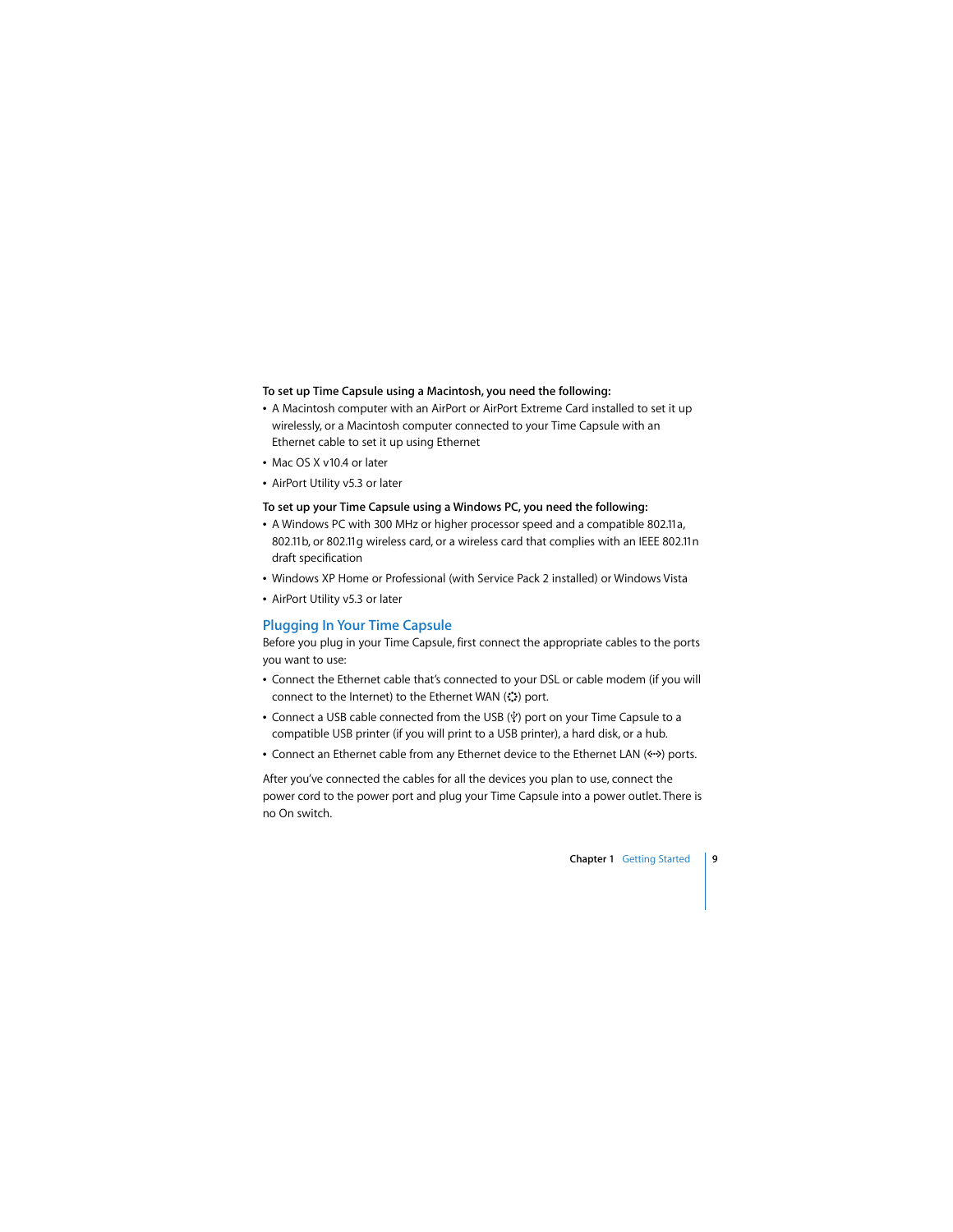**To set up Time Capsule using a Macintosh, you need the following:**

- A Macintosh computer with an AirPort or AirPort Extreme Card installed to set it up wirelessly, or a Macintosh computer connected to your Time Capsule with an Ethernet cable to set it up using Ethernet
- Mac OS X v10.4 or later
- AirPort Utility v5.3 or later

**To set up your Time Capsule using a Windows PC, you need the following:**

- A Windows PC with 300 MHz or higher processor speed and a compatible 802.11a, 802.11b, or 802.11g wireless card, or a wireless card that complies with an IEEE 802.11n draft specification
- Windows XP Home or Professional (with Service Pack 2 installed) or Windows Vista
- AirPort Utility v5.3 or later

## Plugging In Your Time Capsule

Before you plug in your Time Capsule, first connect the appropriate cables to the ports you want to use:

- Connect the Ethernet cable that's connected to your DSL or cable modem (if you will connect to the Internet) to the Ethernet WAN (⁘) port.
- Connect a USB cable connected from the USB (ψ) port on your Time Capsule to a compatible USB printer (if you will print to a USB printer), a hard disk, or a hub.
- Connect an Ethernet cable from any Ethernet device to the Ethernet LAN (<···>) ports.

After you've connected the cables for all the devices you plan to use, connect the power cord to the power port and plug your Time Capsule into a power outlet. There is no On switch.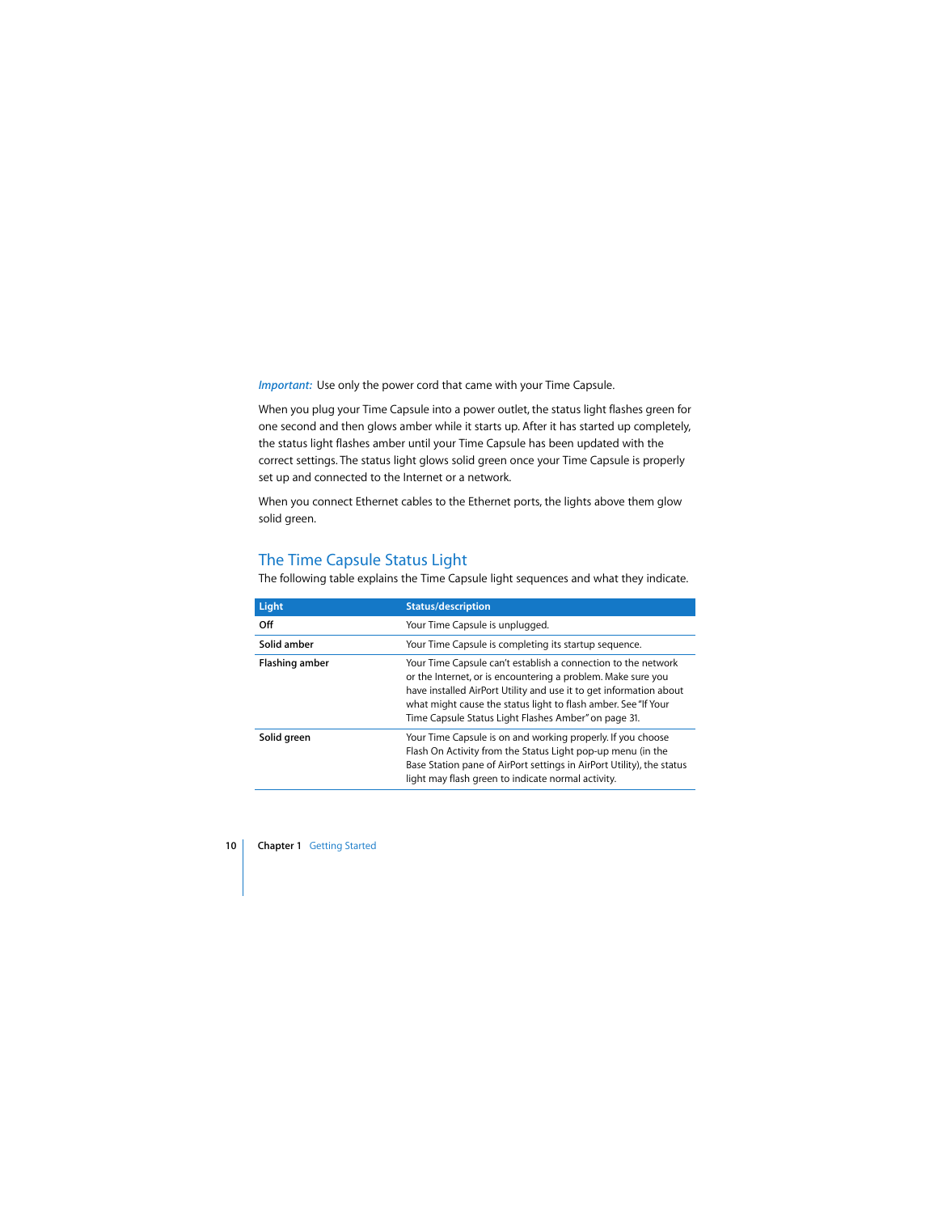*Important:* Use only the power cord that came with your Time Capsule.

When you plug your Time Capsule into a power outlet, the status light flashes green for one second and then glows amber while it starts up. After it has started up completely, the status light flashes amber until your Time Capsule has been updated with the correct settings. The status light glows solid green once your Time Capsule is properly set up and connected to the Internet or a network.

When you connect Ethernet cables to the Ethernet ports, the lights above them glow solid green.

## The Time Capsule Status Light

The following table explains the Time Capsule light sequences and what they indicate.

| Light | Status/description |
|---|---|
| **Off** | Your Time Capsule is unplugged. |
| **Solid amber** | Your Time Capsule is completing its startup sequence. |
| **Flashing amber** | Your Time Capsule can't establish a connection to the network or the Internet, or is encountering a problem. Make sure you have installed AirPort Utility and use it to get information about what might cause the status light to flash amber. See "If Your Time Capsule Status Light Flashes Amber" on page 31. |
| **Solid green** | Your Time Capsule is on and working properly. If you choose Flash On Activity from the Status Light pop-up menu (in the Base Station pane of AirPort settings in AirPort Utility), the status light may flash green to indicate normal activity. |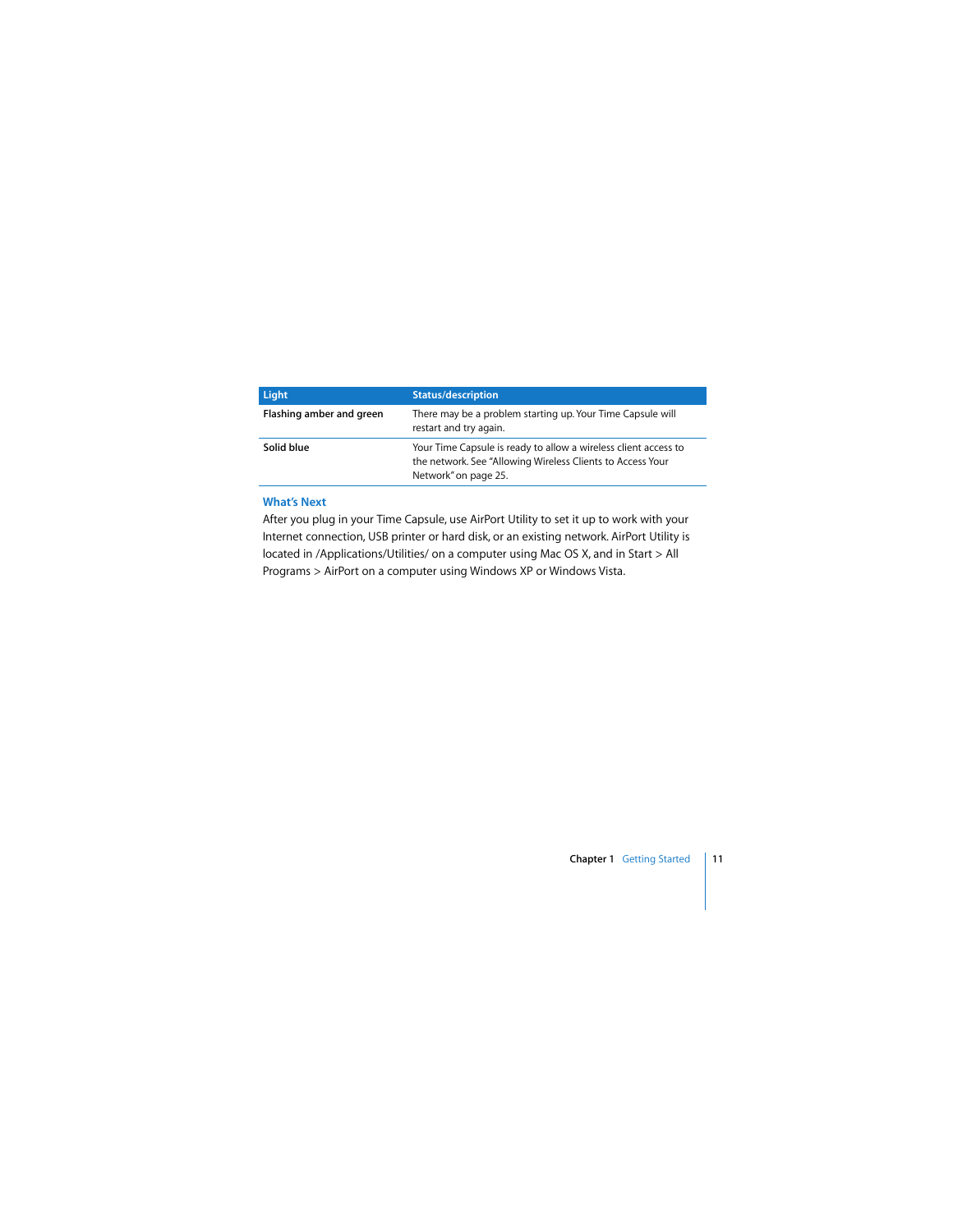| Light | Status/description |
| --- | --- |
| **Flashing amber and green** | There may be a problem starting up. Your Time Capsule will restart and try again. |
| **Solid blue** | Your Time Capsule is ready to allow a wireless client access to the network. See "Allowing Wireless Clients to Access Your Network" on page 25. |

## What's Next

After you plug in your Time Capsule, use AirPort Utility to set it up to work with your Internet connection, USB printer or hard disk, or an existing network. AirPort Utility is located in /Applications/Utilities/ on a computer using Mac OS X, and in Start > All Programs > AirPort on a computer using Windows XP or Windows Vista.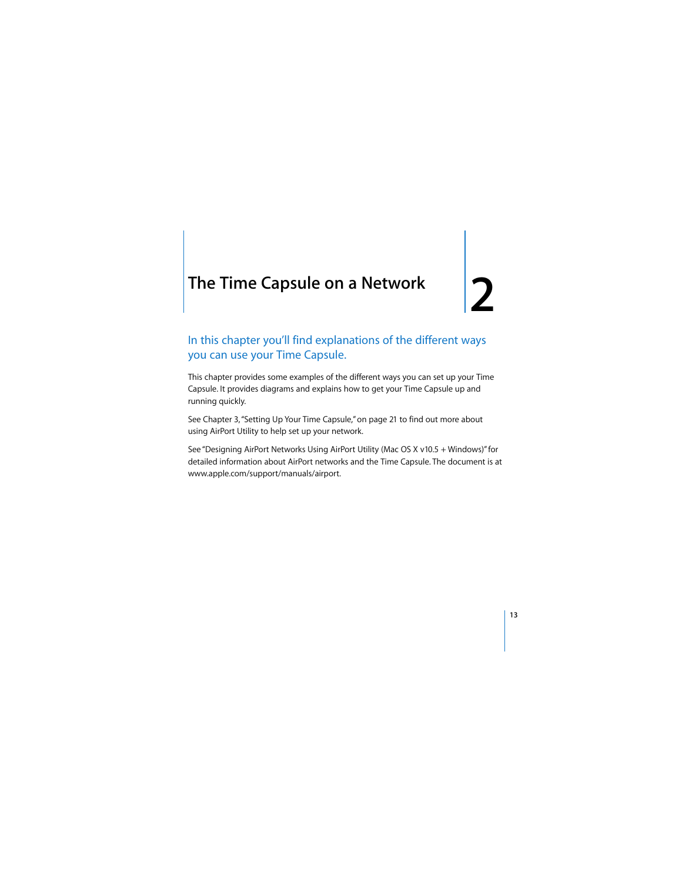# 2 The Time Capsule on a Network

## In this chapter you'll find explanations of the different ways you can use your Time Capsule.

This chapter provides some examples of the different ways you can set up your Time Capsule. It provides diagrams and explains how to get your Time Capsule up and running quickly.

See Chapter 3, "Setting Up Your Time Capsule," on page 21 to find out more about using AirPort Utility to help set up your network.

See "Designing AirPort Networks Using AirPort Utility (Mac OS X v10.5 + Windows)" for detailed information about AirPort networks and the Time Capsule. The document is at www.apple.com/support/manuals/airport.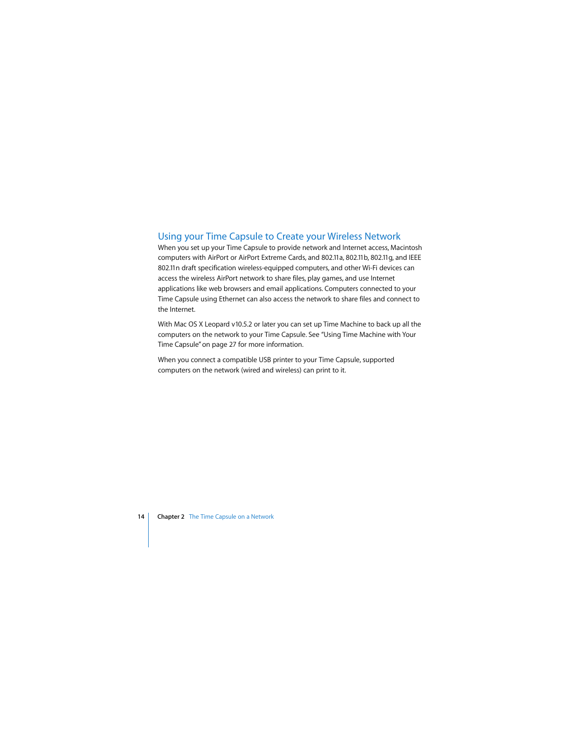## Using your Time Capsule to Create your Wireless Network

When you set up your Time Capsule to provide network and Internet access, Macintosh computers with AirPort or AirPort Extreme Cards, and 802.11a, 802.11b, 802.11g, and IEEE 802.11n draft specification wireless-equipped computers, and other Wi-Fi devices can access the wireless AirPort network to share files, play games, and use Internet applications like web browsers and email applications. Computers connected to your Time Capsule using Ethernet can also access the network to share files and connect to the Internet.

With Mac OS X Leopard v10.5.2 or later you can set up Time Machine to back up all the computers on the network to your Time Capsule. See "Using Time Machine with Your Time Capsule" on page 27 for more information.

When you connect a compatible USB printer to your Time Capsule, supported computers on the network (wired and wireless) can print to it.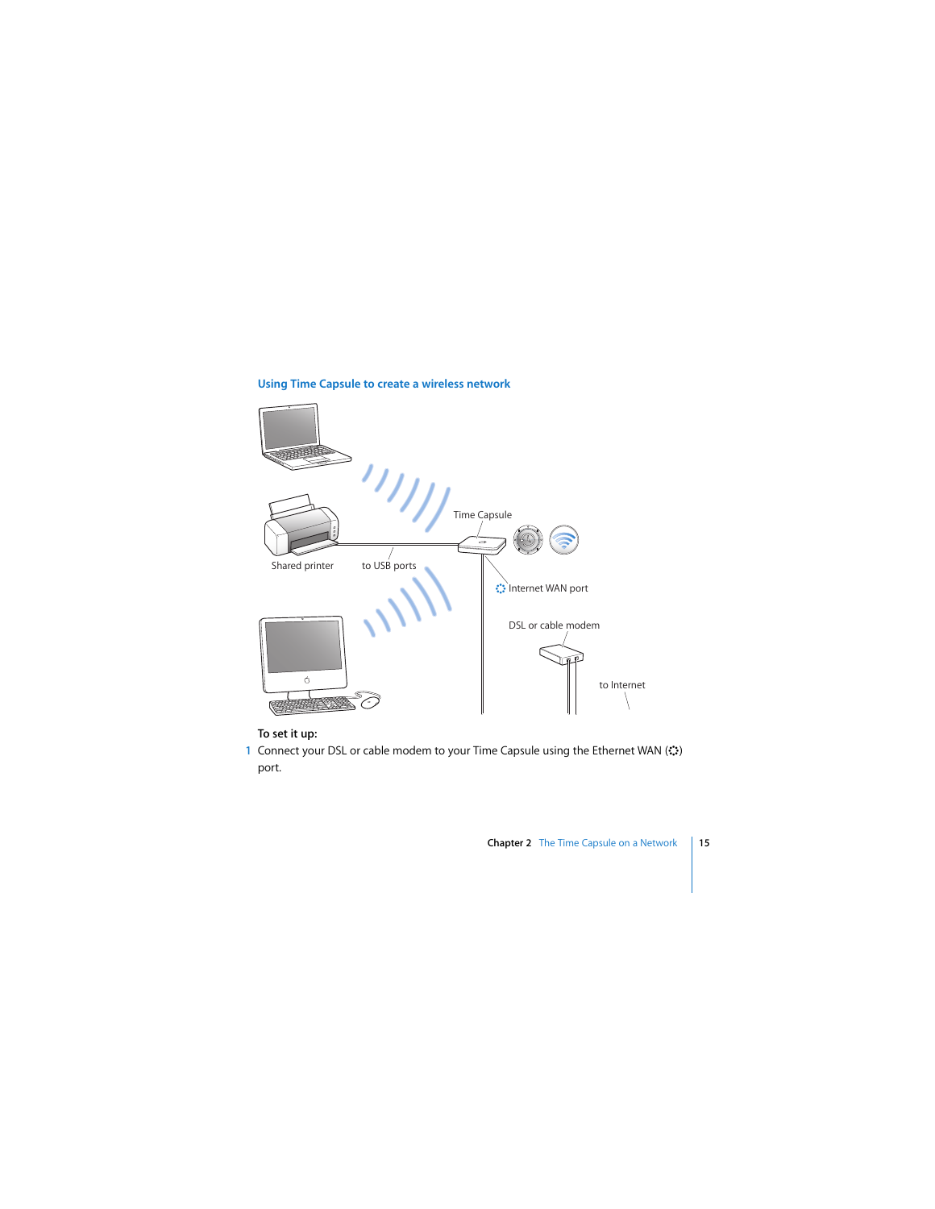### Using Time Capsule to create a wireless network

Time Capsule

Shared printer

to USB ports

Internet WAN port

DSL or cable modem

to Internet

**To set it up:**

1 Connect your DSL or cable modem to your Time Capsule using the Ethernet WAN (<) port.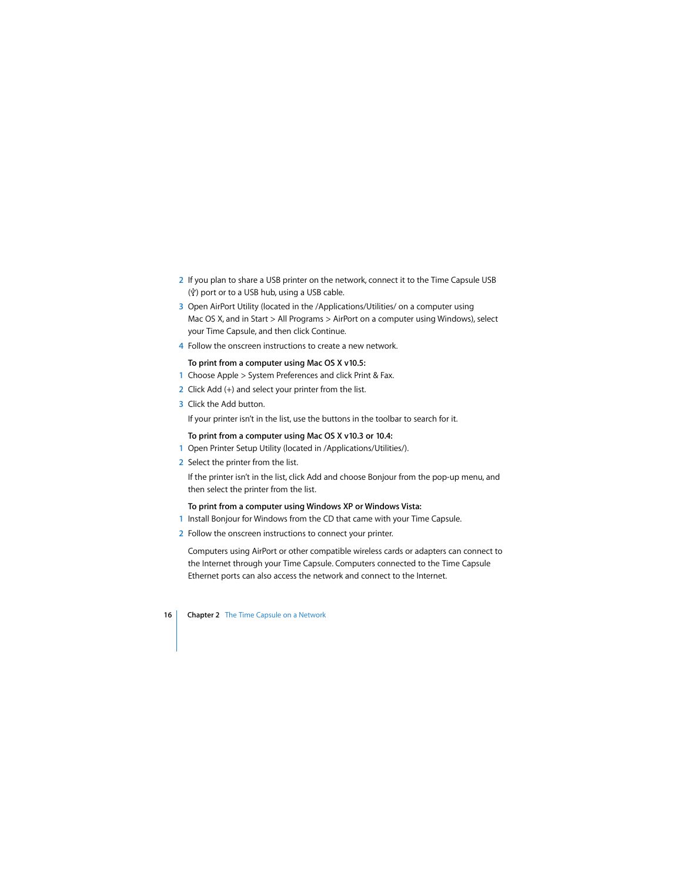2. If you plan to share a USB printer on the network, connect it to the Time Capsule USB (ψ) port or to a USB hub, using a USB cable.
3. Open AirPort Utility (located in the /Applications/Utilities/ on a computer using Mac OS X, and in Start > All Programs > AirPort on a computer using Windows), select your Time Capsule, and then click Continue.
4. Follow the onscreen instructions to create a new network.

**To print from a computer using Mac OS X v10.5:**

1. Choose Apple > System Preferences and click Print & Fax.
2. Click Add (+) and select your printer from the list.
3. Click the Add button.

   If your printer isn't in the list, use the buttons in the toolbar to search for it.

**To print from a computer using Mac OS X v10.3 or 10.4:**

1. Open Printer Setup Utility (located in /Applications/Utilities/).
2. Select the printer from the list.

   If the printer isn't in the list, click Add and choose Bonjour from the pop-up menu, and then select the printer from the list.

**To print from a computer using Windows XP or Windows Vista:**

1. Install Bonjour for Windows from the CD that came with your Time Capsule.
2. Follow the onscreen instructions to connect your printer.

Computers using AirPort or other compatible wireless cards or adapters can connect to the Internet through your Time Capsule. Computers connected to the Time Capsule Ethernet ports can also access the network and connect to the Internet.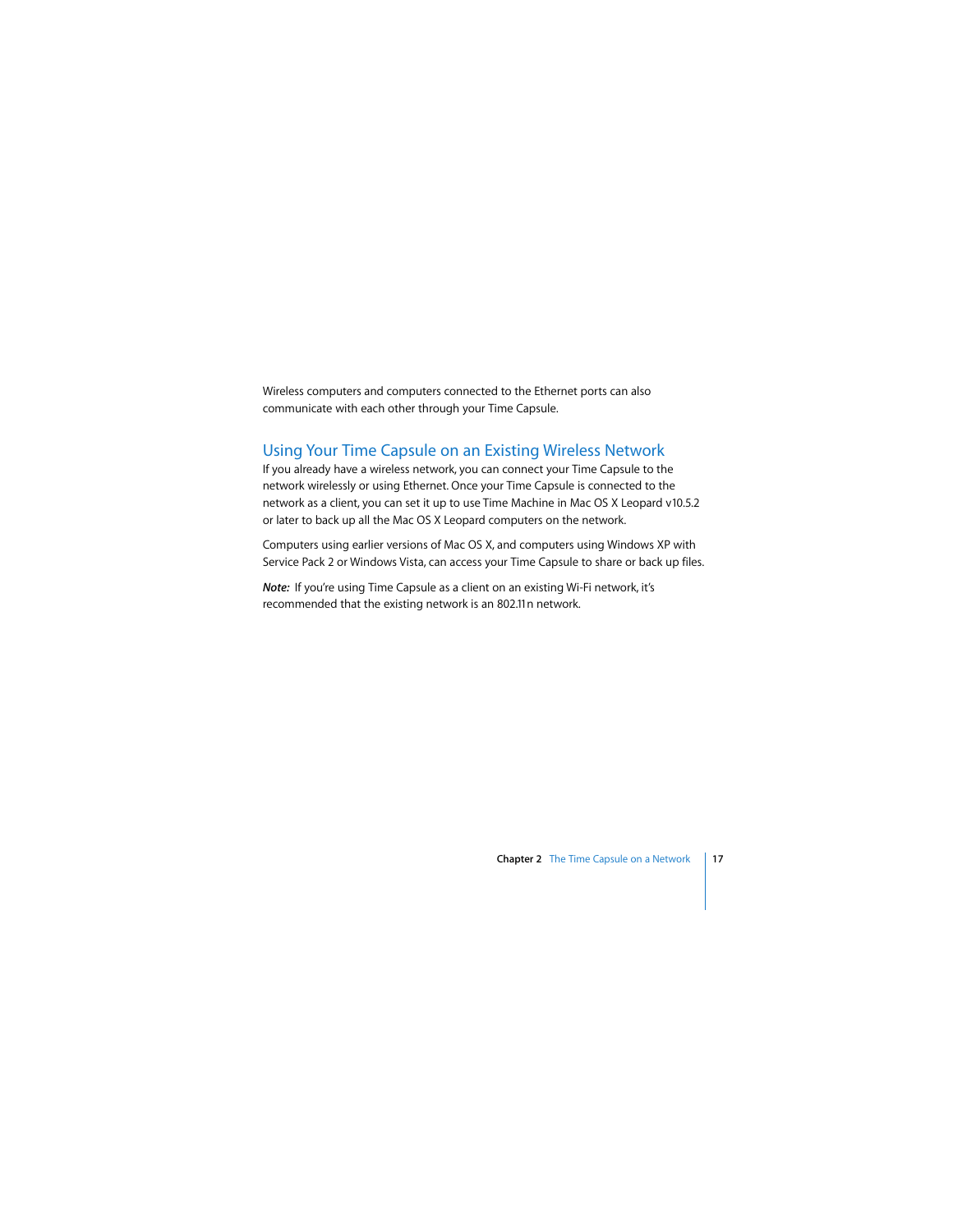Wireless computers and computers connected to the Ethernet ports can also communicate with each other through your Time Capsule.

## Using Your Time Capsule on an Existing Wireless Network

If you already have a wireless network, you can connect your Time Capsule to the network wirelessly or using Ethernet. Once your Time Capsule is connected to the network as a client, you can set it up to use Time Machine in Mac OS X Leopard v10.5.2 or later to back up all the Mac OS X Leopard computers on the network.

Computers using earlier versions of Mac OS X, and computers using Windows XP with Service Pack 2 or Windows Vista, can access your Time Capsule to share or back up files.

***Note:*** If you're using Time Capsule as a client on an existing Wi-Fi network, it's recommended that the existing network is an 802.11n network.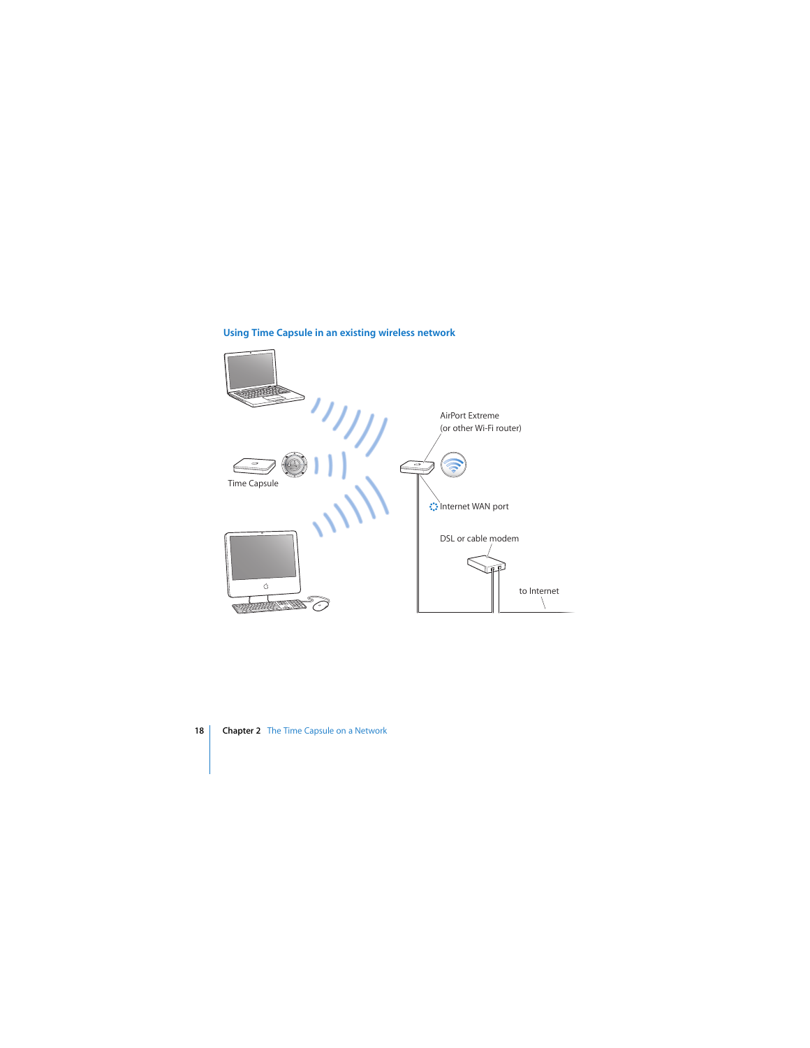### Using Time Capsule in an existing wireless network

AirPort Extreme
(or other Wi-Fi router)

Time Capsule

Internet WAN port

DSL or cable modem

to Internet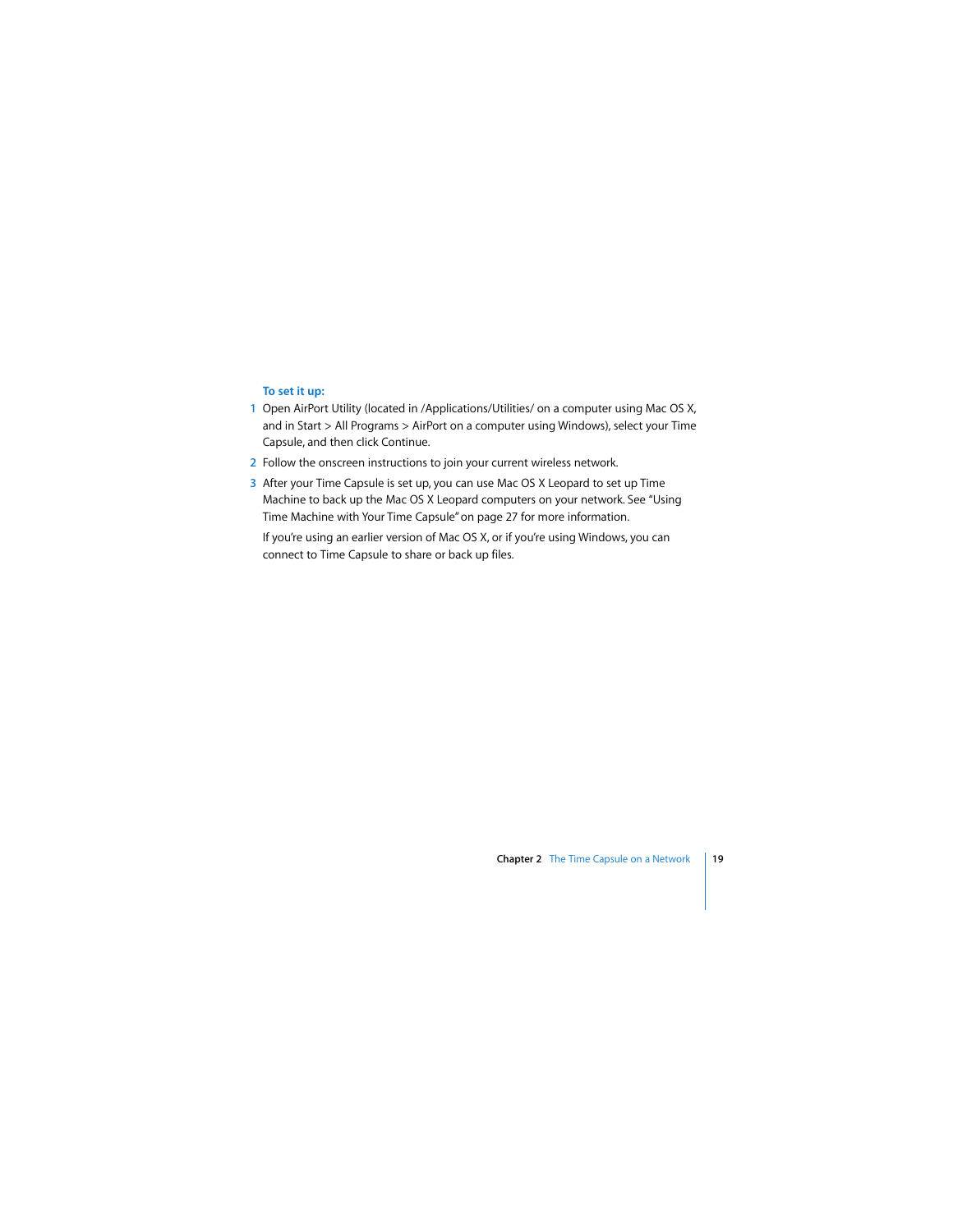**To set it up:**

1. Open AirPort Utility (located in /Applications/Utilities/ on a computer using Mac OS X, and in Start > All Programs > AirPort on a computer using Windows), select your Time Capsule, and then click Continue.
2. Follow the onscreen instructions to join your current wireless network.
3. After your Time Capsule is set up, you can use Mac OS X Leopard to set up Time Machine to back up the Mac OS X Leopard computers on your network. See "Using Time Machine with Your Time Capsule" on page 27 for more information.

   If you're using an earlier version of Mac OS X, or if you're using Windows, you can connect to Time Capsule to share or back up files.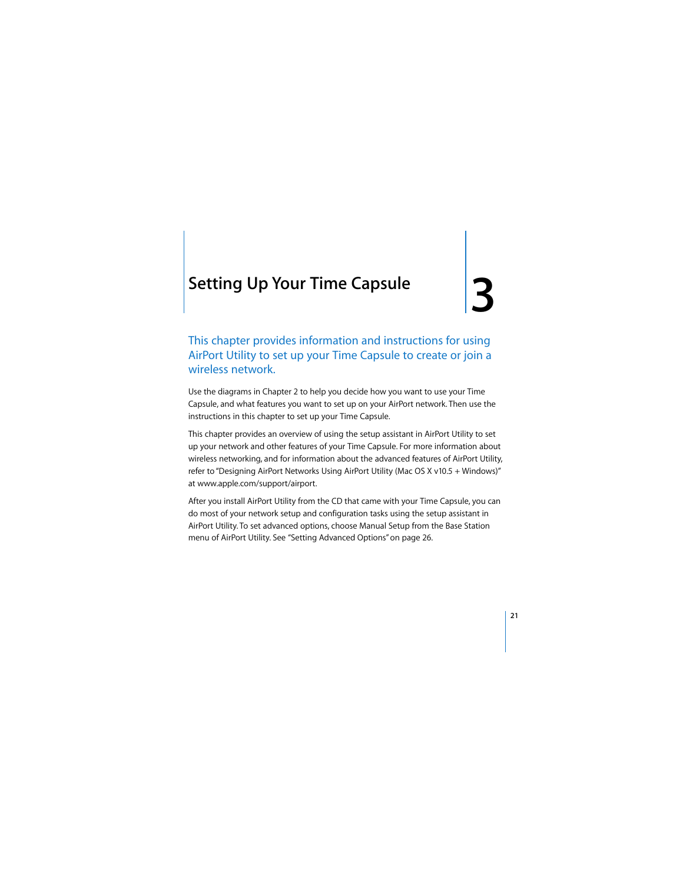# Setting Up Your Time Capsule

# 3

## This chapter provides information and instructions for using AirPort Utility to set up your Time Capsule to create or join a wireless network.

Use the diagrams in Chapter 2 to help you decide how you want to use your Time Capsule, and what features you want to set up on your AirPort network. Then use the instructions in this chapter to set up your Time Capsule.

This chapter provides an overview of using the setup assistant in AirPort Utility to set up your network and other features of your Time Capsule. For more information about wireless networking, and for information about the advanced features of AirPort Utility, refer to "Designing AirPort Networks Using AirPort Utility (Mac OS X v10.5 + Windows)" at www.apple.com/support/airport.

After you install AirPort Utility from the CD that came with your Time Capsule, you can do most of your network setup and configuration tasks using the setup assistant in AirPort Utility. To set advanced options, choose Manual Setup from the Base Station menu of AirPort Utility. See "Setting Advanced Options" on page 26.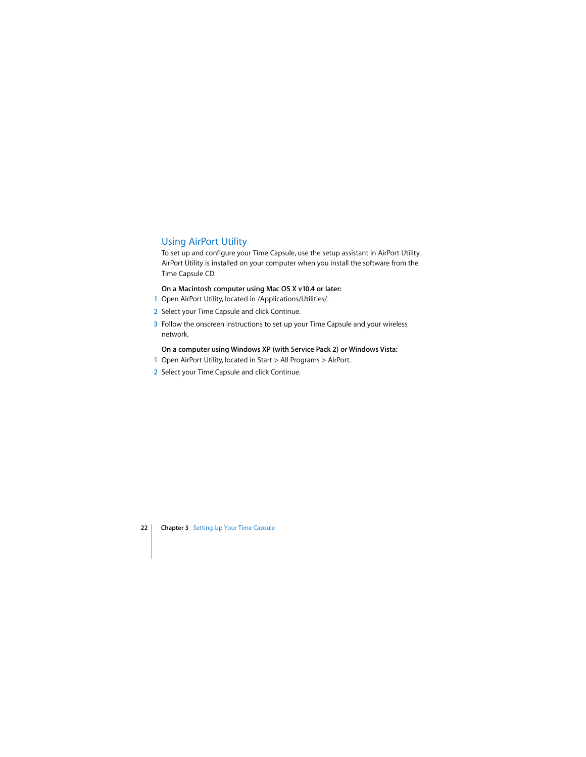## Using AirPort Utility

To set up and configure your Time Capsule, use the setup assistant in AirPort Utility. AirPort Utility is installed on your computer when you install the software from the Time Capsule CD.

**On a Macintosh computer using Mac OS X v10.4 or later:**

1. Open AirPort Utility, located in /Applications/Utilities/.
2. Select your Time Capsule and click Continue.
3. Follow the onscreen instructions to set up your Time Capsule and your wireless network.

**On a computer using Windows XP (with Service Pack 2) or Windows Vista:**

1. Open AirPort Utility, located in Start > All Programs > AirPort.
2. Select your Time Capsule and click Continue.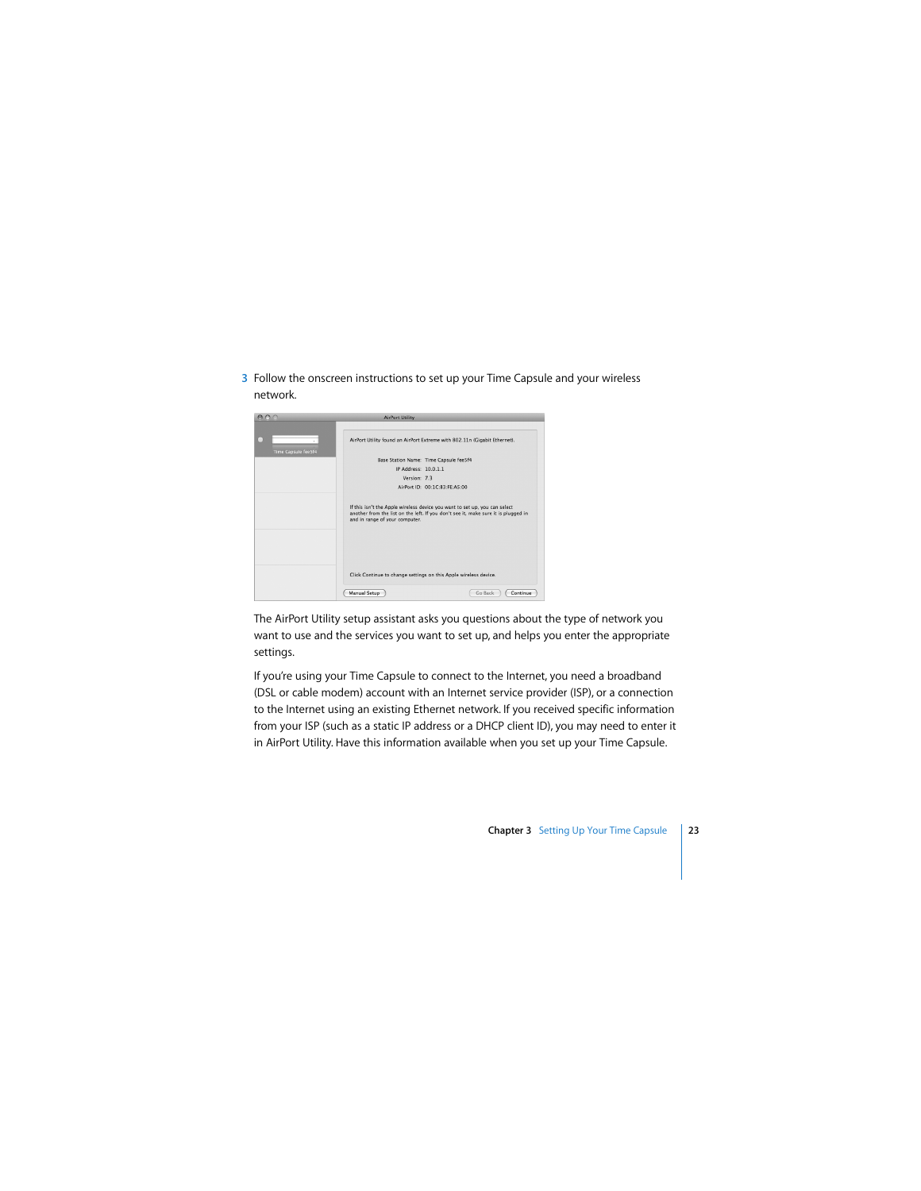3 Follow the onscreen instructions to set up your Time Capsule and your wireless network.

The AirPort Utility setup assistant asks you questions about the type of network you want to use and the services you want to set up, and helps you enter the appropriate settings.

If you're using your Time Capsule to connect to the Internet, you need a broadband (DSL or cable modem) account with an Internet service provider (ISP), or a connection to the Internet using an existing Ethernet network. If you received specific information from your ISP (such as a static IP address or a DHCP client ID), you may need to enter it in AirPort Utility. Have this information available when you set up your Time Capsule.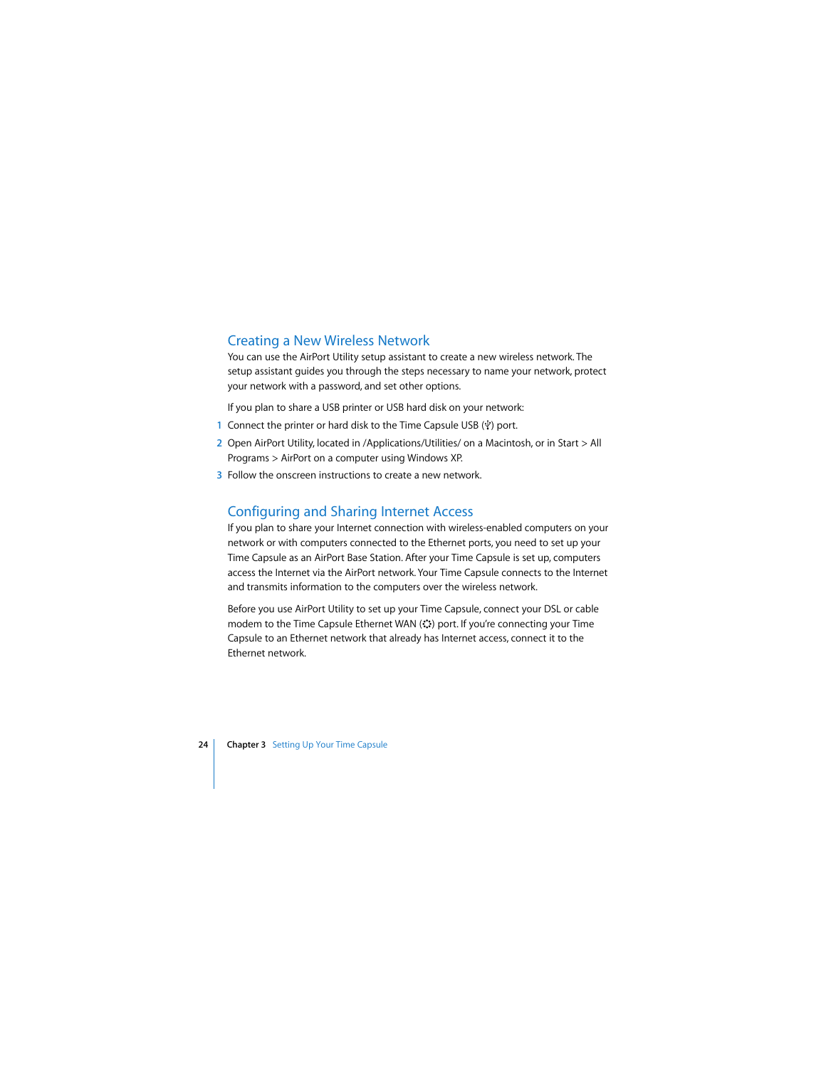## Creating a New Wireless Network

You can use the AirPort Utility setup assistant to create a new wireless network. The setup assistant guides you through the steps necessary to name your network, protect your network with a password, and set other options.

If you plan to share a USB printer or USB hard disk on your network:

1. Connect the printer or hard disk to the Time Capsule USB (ψ) port.
2. Open AirPort Utility, located in /Applications/Utilities/ on a Macintosh, or in Start > All Programs > AirPort on a computer using Windows XP.
3. Follow the onscreen instructions to create a new network.

## Configuring and Sharing Internet Access

If you plan to share your Internet connection with wireless-enabled computers on your network or with computers connected to the Ethernet ports, you need to set up your Time Capsule as an AirPort Base Station. After your Time Capsule is set up, computers access the Internet via the AirPort network. Your Time Capsule connects to the Internet and transmits information to the computers over the wireless network.

Before you use AirPort Utility to set up your Time Capsule, connect your DSL or cable modem to the Time Capsule Ethernet WAN (<···>) port. If you're connecting your Time Capsule to an Ethernet network that already has Internet access, connect it to the Ethernet network.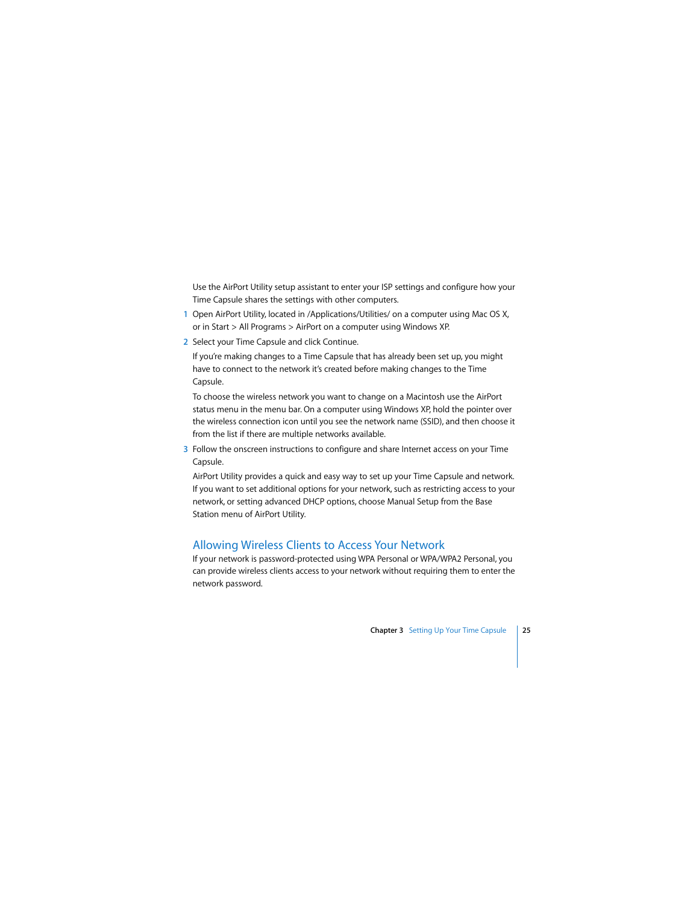Use the AirPort Utility setup assistant to enter your ISP settings and configure how your Time Capsule shares the settings with other computers.

1. Open AirPort Utility, located in /Applications/Utilities/ on a computer using Mac OS X, or in Start > All Programs > AirPort on a computer using Windows XP.

2. Select your Time Capsule and click Continue.

   If you're making changes to a Time Capsule that has already been set up, you might have to connect to the network it's created before making changes to the Time Capsule.

   To choose the wireless network you want to change on a Macintosh use the AirPort status menu in the menu bar. On a computer using Windows XP, hold the pointer over the wireless connection icon until you see the network name (SSID), and then choose it from the list if there are multiple networks available.

3. Follow the onscreen instructions to configure and share Internet access on your Time Capsule.

   AirPort Utility provides a quick and easy way to set up your Time Capsule and network. If you want to set additional options for your network, such as restricting access to your network, or setting advanced DHCP options, choose Manual Setup from the Base Station menu of AirPort Utility.

## Allowing Wireless Clients to Access Your Network

If your network is password-protected using WPA Personal or WPA/WPA2 Personal, you can provide wireless clients access to your network without requiring them to enter the network password.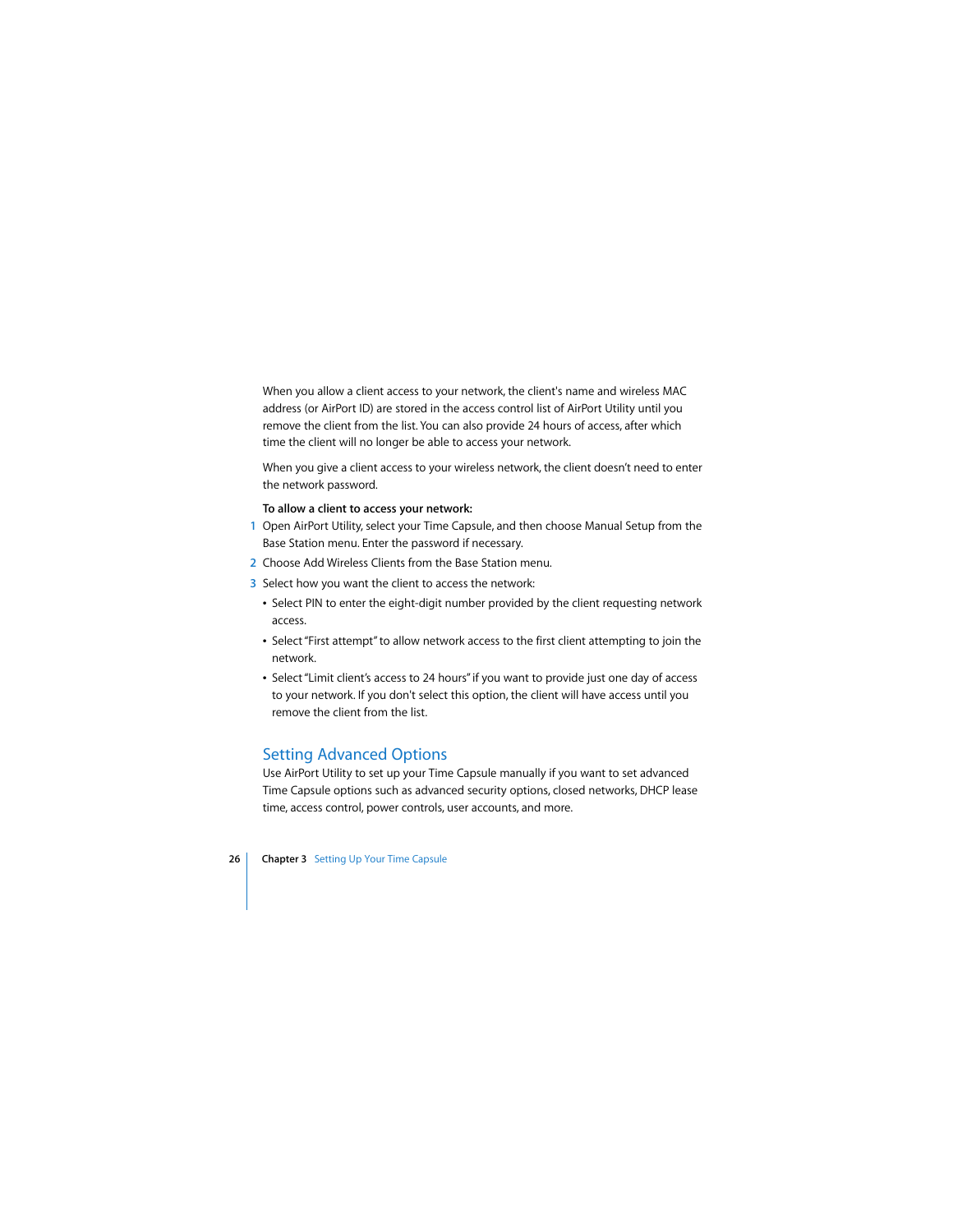When you allow a client access to your network, the client's name and wireless MAC address (or AirPort ID) are stored in the access control list of AirPort Utility until you remove the client from the list. You can also provide 24 hours of access, after which time the client will no longer be able to access your network.

When you give a client access to your wireless network, the client doesn't need to enter the network password.

**To allow a client to access your network:**

1. Open AirPort Utility, select your Time Capsule, and then choose Manual Setup from the Base Station menu. Enter the password if necessary.
2. Choose Add Wireless Clients from the Base Station menu.
3. Select how you want the client to access the network:
   - Select PIN to enter the eight-digit number provided by the client requesting network access.
   - Select "First attempt" to allow network access to the first client attempting to join the network.
   - Select "Limit client's access to 24 hours" if you want to provide just one day of access to your network. If you don't select this option, the client will have access until you remove the client from the list.

## Setting Advanced Options

Use AirPort Utility to set up your Time Capsule manually if you want to set advanced Time Capsule options such as advanced security options, closed networks, DHCP lease time, access control, power controls, user accounts, and more.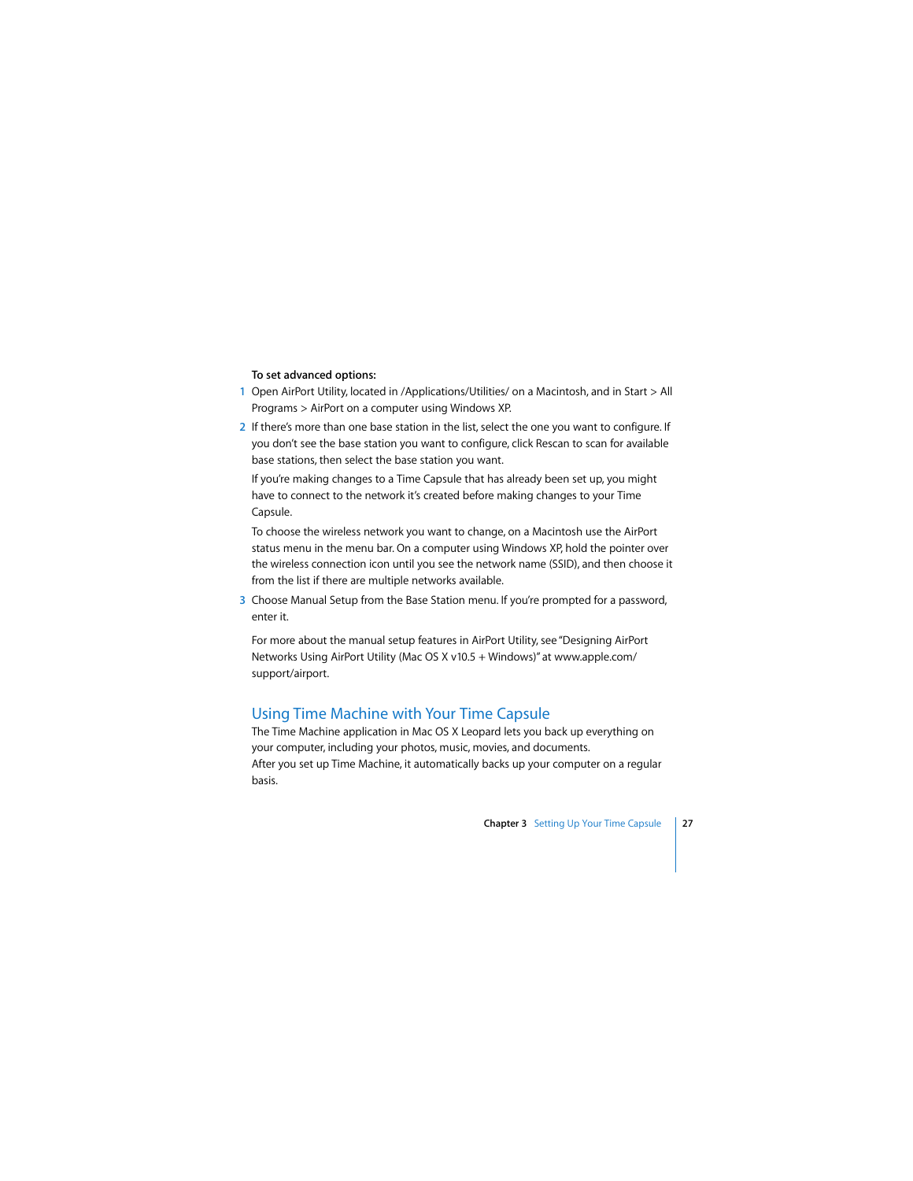**To set advanced options:**

1. Open AirPort Utility, located in /Applications/Utilities/ on a Macintosh, and in Start > All Programs > AirPort on a computer using Windows XP.

2. If there's more than one base station in the list, select the one you want to configure. If you don't see the base station you want to configure, click Rescan to scan for available base stations, then select the base station you want.

   If you're making changes to a Time Capsule that has already been set up, you might have to connect to the network it's created before making changes to your Time Capsule.

   To choose the wireless network you want to change, on a Macintosh use the AirPort status menu in the menu bar. On a computer using Windows XP, hold the pointer over the wireless connection icon until you see the network name (SSID), and then choose it from the list if there are multiple networks available.

3. Choose Manual Setup from the Base Station menu. If you're prompted for a password, enter it.

For more about the manual setup features in AirPort Utility, see "Designing AirPort Networks Using AirPort Utility (Mac OS X v10.5 + Windows)" at www.apple.com/support/airport.

## Using Time Machine with Your Time Capsule

The Time Machine application in Mac OS X Leopard lets you back up everything on your computer, including your photos, music, movies, and documents.
After you set up Time Machine, it automatically backs up your computer on a regular basis.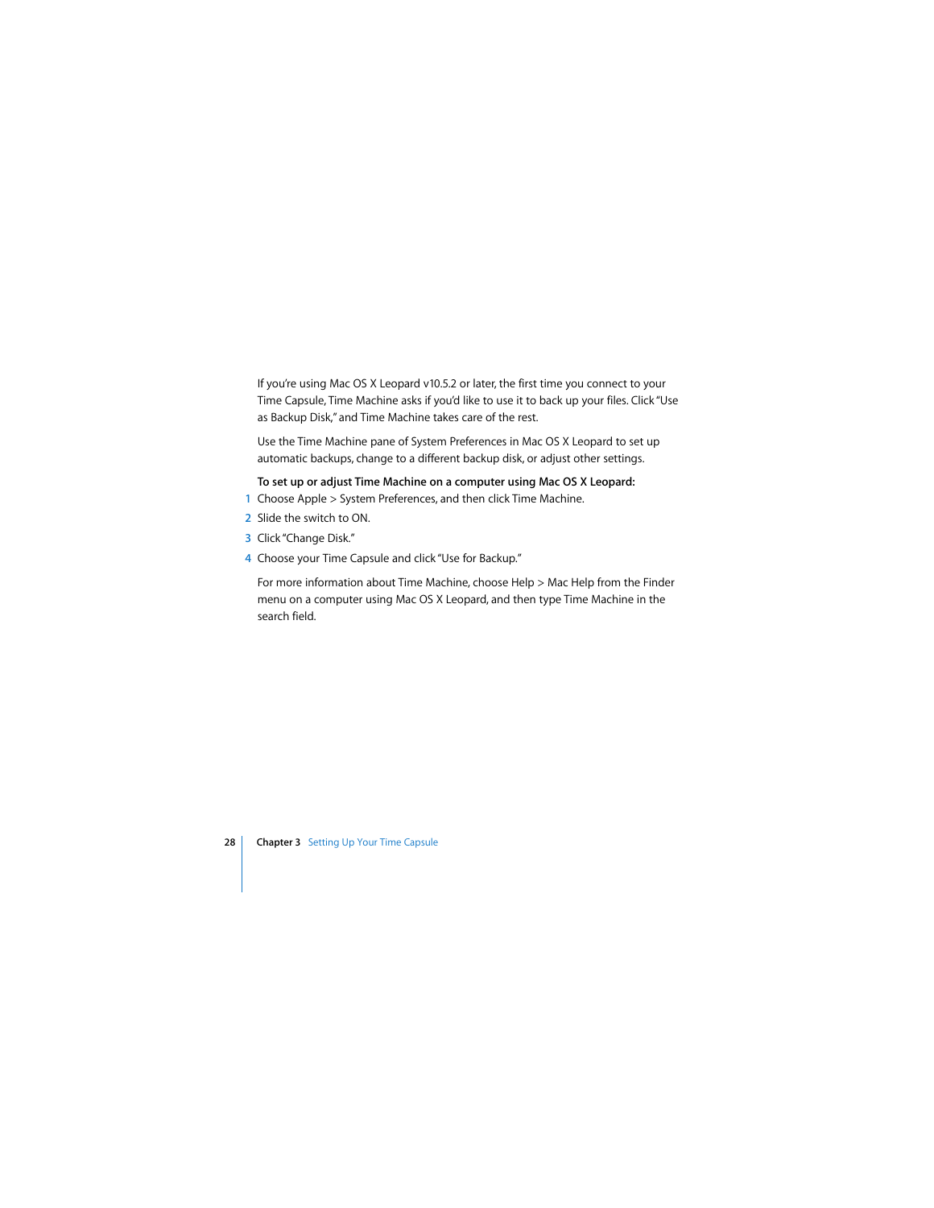If you're using Mac OS X Leopard v10.5.2 or later, the first time you connect to your Time Capsule, Time Machine asks if you'd like to use it to back up your files. Click "Use as Backup Disk," and Time Machine takes care of the rest.

Use the Time Machine pane of System Preferences in Mac OS X Leopard to set up automatic backups, change to a different backup disk, or adjust other settings.

**To set up or adjust Time Machine on a computer using Mac OS X Leopard:**

1. Choose Apple > System Preferences, and then click Time Machine.
2. Slide the switch to ON.
3. Click "Change Disk."
4. Choose your Time Capsule and click "Use for Backup."

For more information about Time Machine, choose Help > Mac Help from the Finder menu on a computer using Mac OS X Leopard, and then type Time Machine in the search field.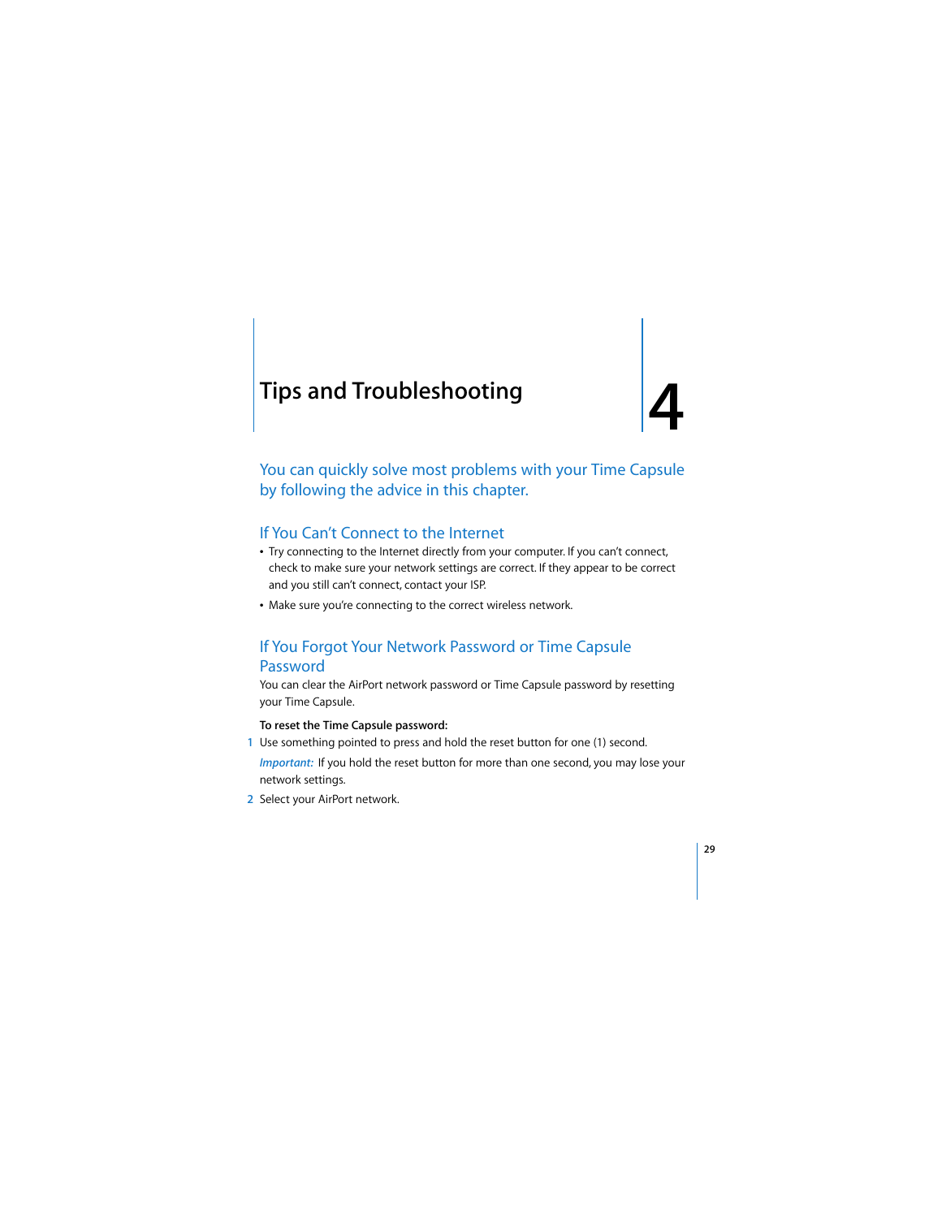# 4 Tips and Troubleshooting

## You can quickly solve most problems with your Time Capsule by following the advice in this chapter.

### If You Can't Connect to the Internet

- Try connecting to the Internet directly from your computer. If you can't connect, check to make sure your network settings are correct. If they appear to be correct and you still can't connect, contact your ISP.
- Make sure you're connecting to the correct wireless network.

### If You Forgot Your Network Password or Time Capsule Password

You can clear the AirPort network password or Time Capsule password by resetting your Time Capsule.

**To reset the Time Capsule password:**

1. Use something pointed to press and hold the reset button for one (1) second.

   *Important:* If you hold the reset button for more than one second, you may lose your network settings.

2. Select your AirPort network.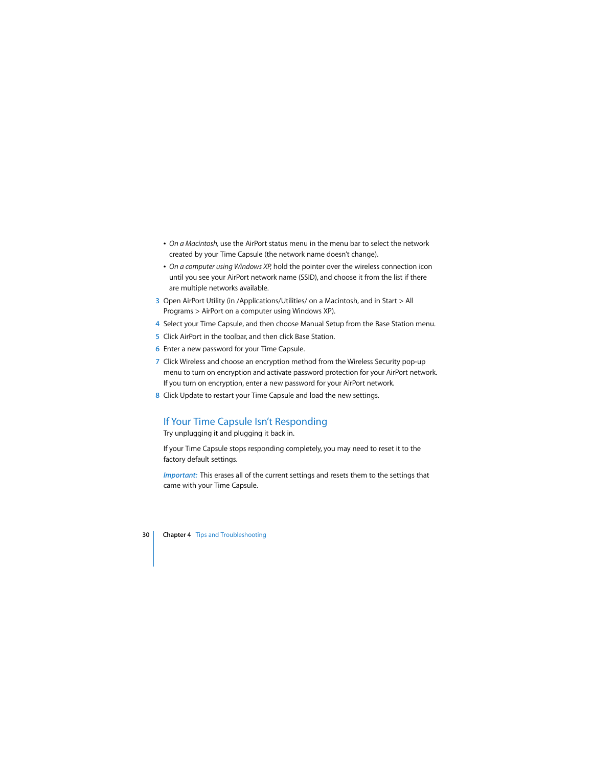- *On a Macintosh,* use the AirPort status menu in the menu bar to select the network created by your Time Capsule (the network name doesn't change).
- *On a computer using Windows XP,* hold the pointer over the wireless connection icon until you see your AirPort network name (SSID), and choose it from the list if there are multiple networks available.

3. Open AirPort Utility (in /Applications/Utilities/ on a Macintosh, and in Start > All Programs > AirPort on a computer using Windows XP).
4. Select your Time Capsule, and then choose Manual Setup from the Base Station menu.
5. Click AirPort in the toolbar, and then click Base Station.
6. Enter a new password for your Time Capsule.
7. Click Wireless and choose an encryption method from the Wireless Security pop-up menu to turn on encryption and activate password protection for your AirPort network. If you turn on encryption, enter a new password for your AirPort network.
8. Click Update to restart your Time Capsule and load the new settings.

## If Your Time Capsule Isn't Responding

Try unplugging it and plugging it back in.

If your Time Capsule stops responding completely, you may need to reset it to the factory default settings.

*Important:* This erases all of the current settings and resets them to the settings that came with your Time Capsule.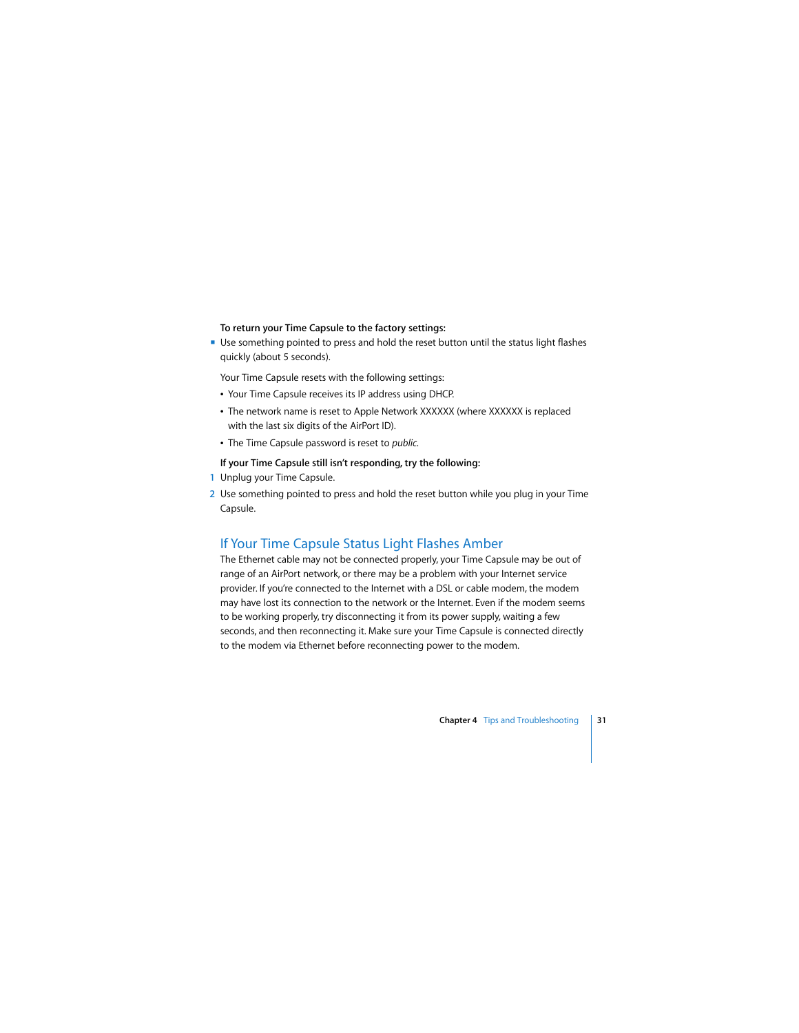**To return your Time Capsule to the factory settings:**

- Use something pointed to press and hold the reset button until the status light flashes quickly (about 5 seconds).

  Your Time Capsule resets with the following settings:

  - Your Time Capsule receives its IP address using DHCP.
  - The network name is reset to Apple Network XXXXXX (where XXXXXX is replaced with the last six digits of the AirPort ID).
  - The Time Capsule password is reset to *public*.

**If your Time Capsule still isn't responding, try the following:**

1. Unplug your Time Capsule.
2. Use something pointed to press and hold the reset button while you plug in your Time Capsule.

## If Your Time Capsule Status Light Flashes Amber

The Ethernet cable may not be connected properly, your Time Capsule may be out of range of an AirPort network, or there may be a problem with your Internet service provider. If you're connected to the Internet with a DSL or cable modem, the modem may have lost its connection to the network or the Internet. Even if the modem seems to be working properly, try disconnecting it from its power supply, waiting a few seconds, and then reconnecting it. Make sure your Time Capsule is connected directly to the modem via Ethernet before reconnecting power to the modem.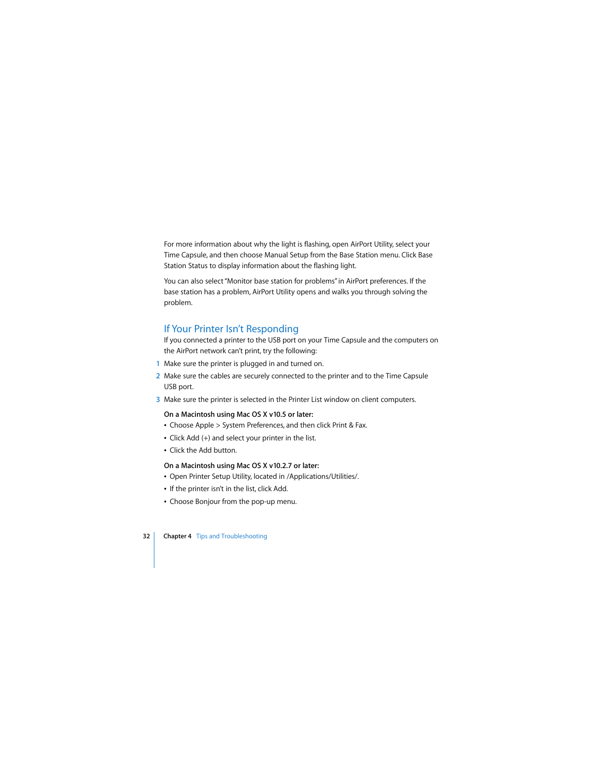For more information about why the light is flashing, open AirPort Utility, select your Time Capsule, and then choose Manual Setup from the Base Station menu. Click Base Station Status to display information about the flashing light.

You can also select "Monitor base station for problems" in AirPort preferences. If the base station has a problem, AirPort Utility opens and walks you through solving the problem.

## If Your Printer Isn't Responding

If you connected a printer to the USB port on your Time Capsule and the computers on the AirPort network can't print, try the following:

1. Make sure the printer is plugged in and turned on.
2. Make sure the cables are securely connected to the printer and to the Time Capsule USB port.
3. Make sure the printer is selected in the Printer List window on client computers.

**On a Macintosh using Mac OS X v10.5 or later:**

- Choose Apple > System Preferences, and then click Print & Fax.
- Click Add (+) and select your printer in the list.
- Click the Add button.

**On a Macintosh using Mac OS X v10.2.7 or later:**

- Open Printer Setup Utility, located in /Applications/Utilities/.
- If the printer isn't in the list, click Add.
- Choose Bonjour from the pop-up menu.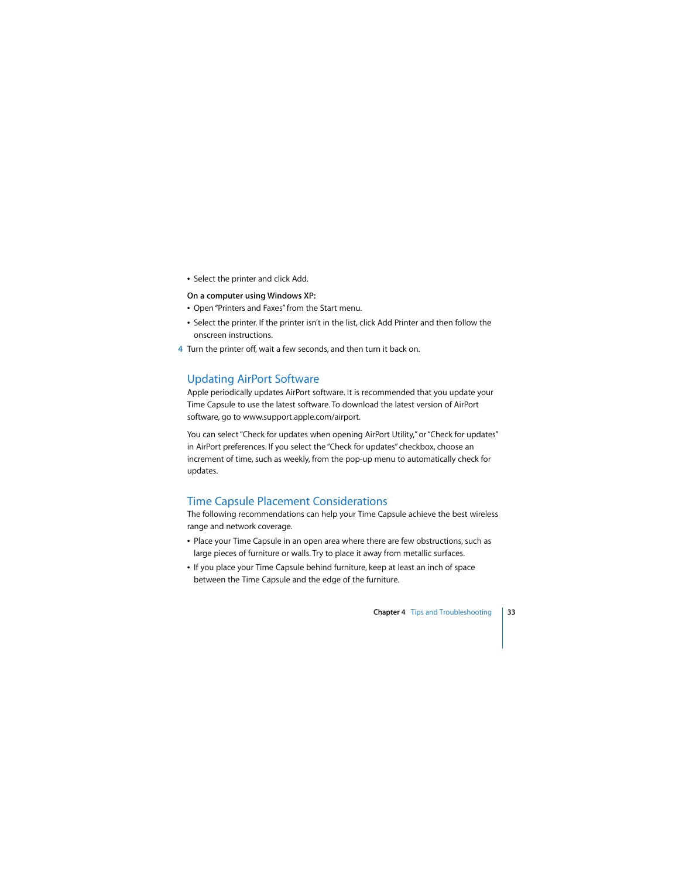- Select the printer and click Add.

**On a computer using Windows XP:**

- Open "Printers and Faxes" from the Start menu.
- Select the printer. If the printer isn't in the list, click Add Printer and then follow the onscreen instructions.

4 Turn the printer off, wait a few seconds, and then turn it back on.

## Updating AirPort Software

Apple periodically updates AirPort software. It is recommended that you update your Time Capsule to use the latest software. To download the latest version of AirPort software, go to www.support.apple.com/airport.

You can select "Check for updates when opening AirPort Utility," or "Check for updates" in AirPort preferences. If you select the "Check for updates" checkbox, choose an increment of time, such as weekly, from the pop-up menu to automatically check for updates.

## Time Capsule Placement Considerations

The following recommendations can help your Time Capsule achieve the best wireless range and network coverage.

- Place your Time Capsule in an open area where there are few obstructions, such as large pieces of furniture or walls. Try to place it away from metallic surfaces.
- If you place your Time Capsule behind furniture, keep at least an inch of space between the Time Capsule and the edge of the furniture.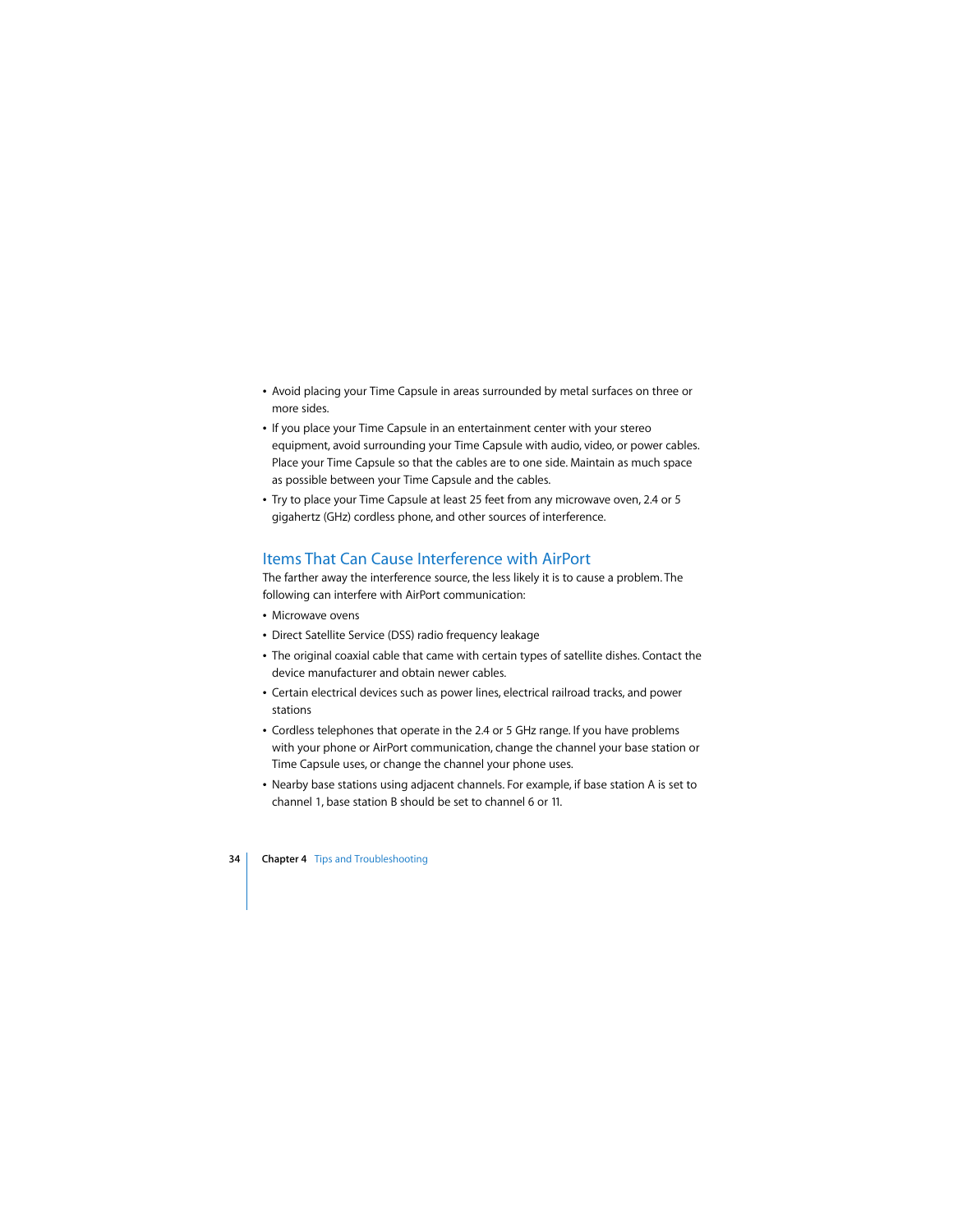- Avoid placing your Time Capsule in areas surrounded by metal surfaces on three or more sides.
- If you place your Time Capsule in an entertainment center with your stereo equipment, avoid surrounding your Time Capsule with audio, video, or power cables. Place your Time Capsule so that the cables are to one side. Maintain as much space as possible between your Time Capsule and the cables.
- Try to place your Time Capsule at least 25 feet from any microwave oven, 2.4 or 5 gigahertz (GHz) cordless phone, and other sources of interference.

## Items That Can Cause Interference with AirPort

The farther away the interference source, the less likely it is to cause a problem. The following can interfere with AirPort communication:

- Microwave ovens
- Direct Satellite Service (DSS) radio frequency leakage
- The original coaxial cable that came with certain types of satellite dishes. Contact the device manufacturer and obtain newer cables.
- Certain electrical devices such as power lines, electrical railroad tracks, and power stations
- Cordless telephones that operate in the 2.4 or 5 GHz range. If you have problems with your phone or AirPort communication, change the channel your base station or Time Capsule uses, or change the channel your phone uses.
- Nearby base stations using adjacent channels. For example, if base station A is set to channel 1, base station B should be set to channel 6 or 11.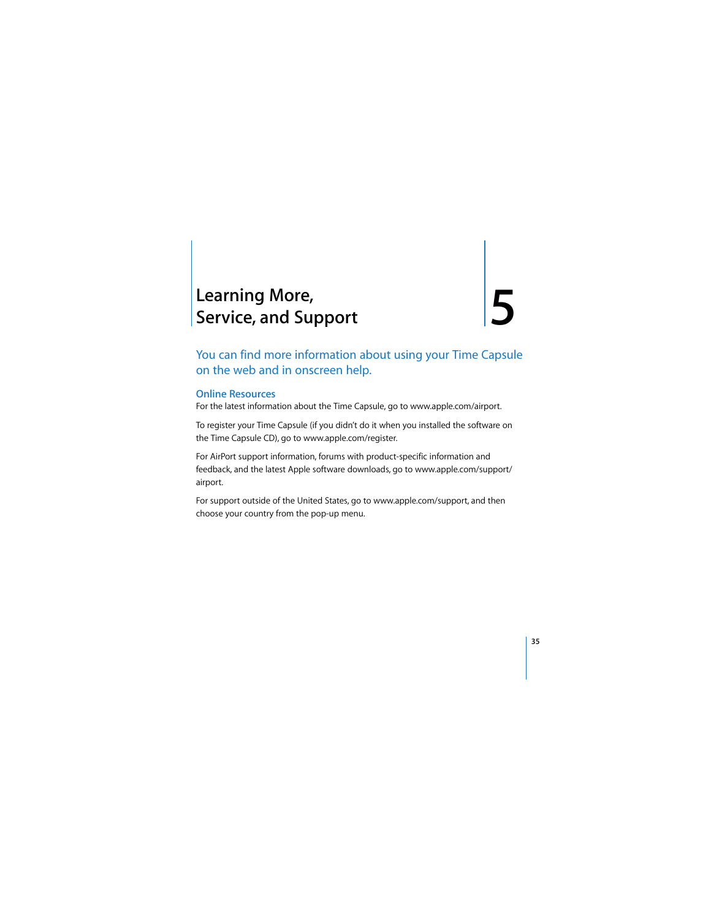# 5 Learning More, Service, and Support

You can find more information about using your Time Capsule on the web and in onscreen help.

## Online Resources

For the latest information about the Time Capsule, go to www.apple.com/airport.

To register your Time Capsule (if you didn't do it when you installed the software on the Time Capsule CD), go to www.apple.com/register.

For AirPort support information, forums with product-specific information and feedback, and the latest Apple software downloads, go to www.apple.com/support/airport.

For support outside of the United States, go to www.apple.com/support, and then choose your country from the pop-up menu.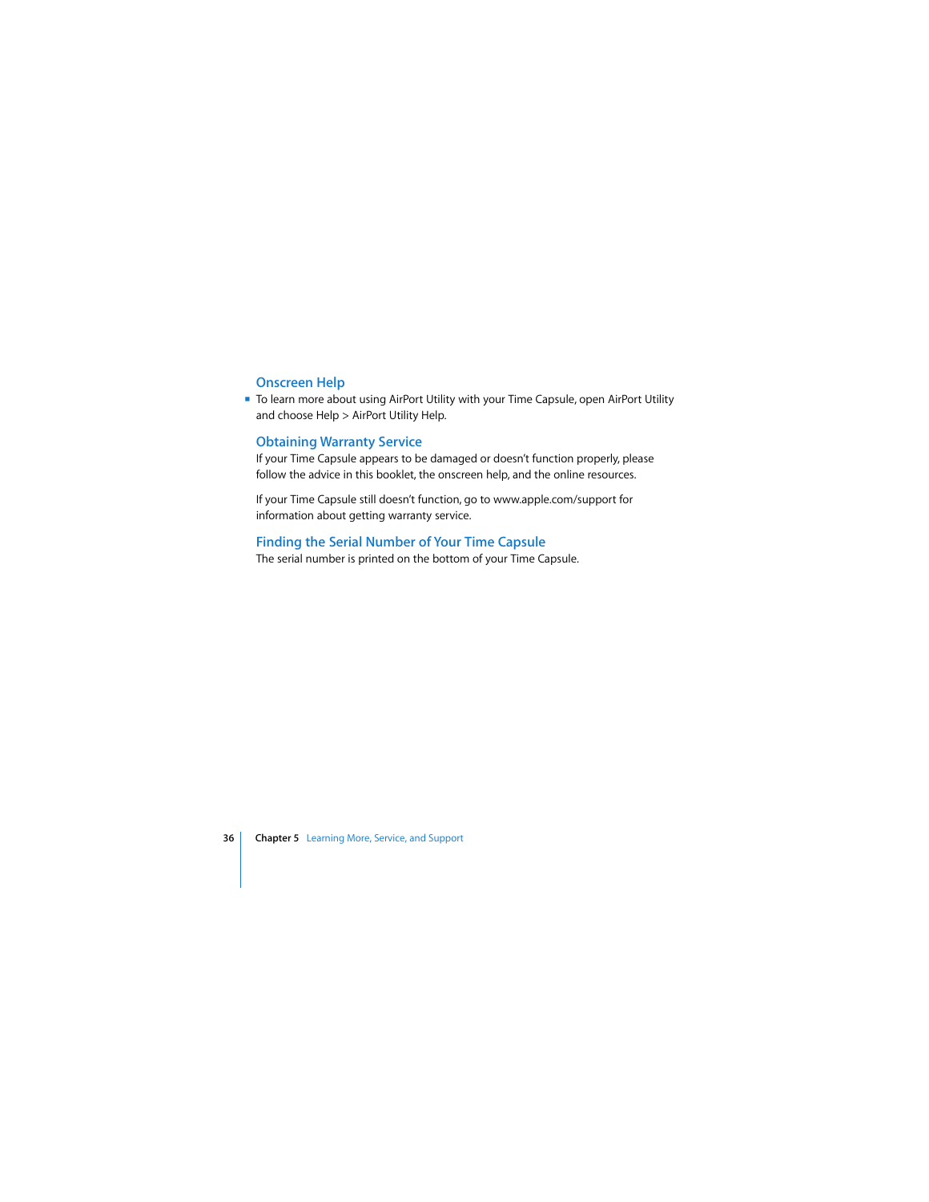## Onscreen Help

- To learn more about using AirPort Utility with your Time Capsule, open AirPort Utility and choose Help > AirPort Utility Help.

## Obtaining Warranty Service

If your Time Capsule appears to be damaged or doesn't function properly, please follow the advice in this booklet, the onscreen help, and the online resources.

If your Time Capsule still doesn't function, go to www.apple.com/support for information about getting warranty service.

## Finding the Serial Number of Your Time Capsule

The serial number is printed on the bottom of your Time Capsule.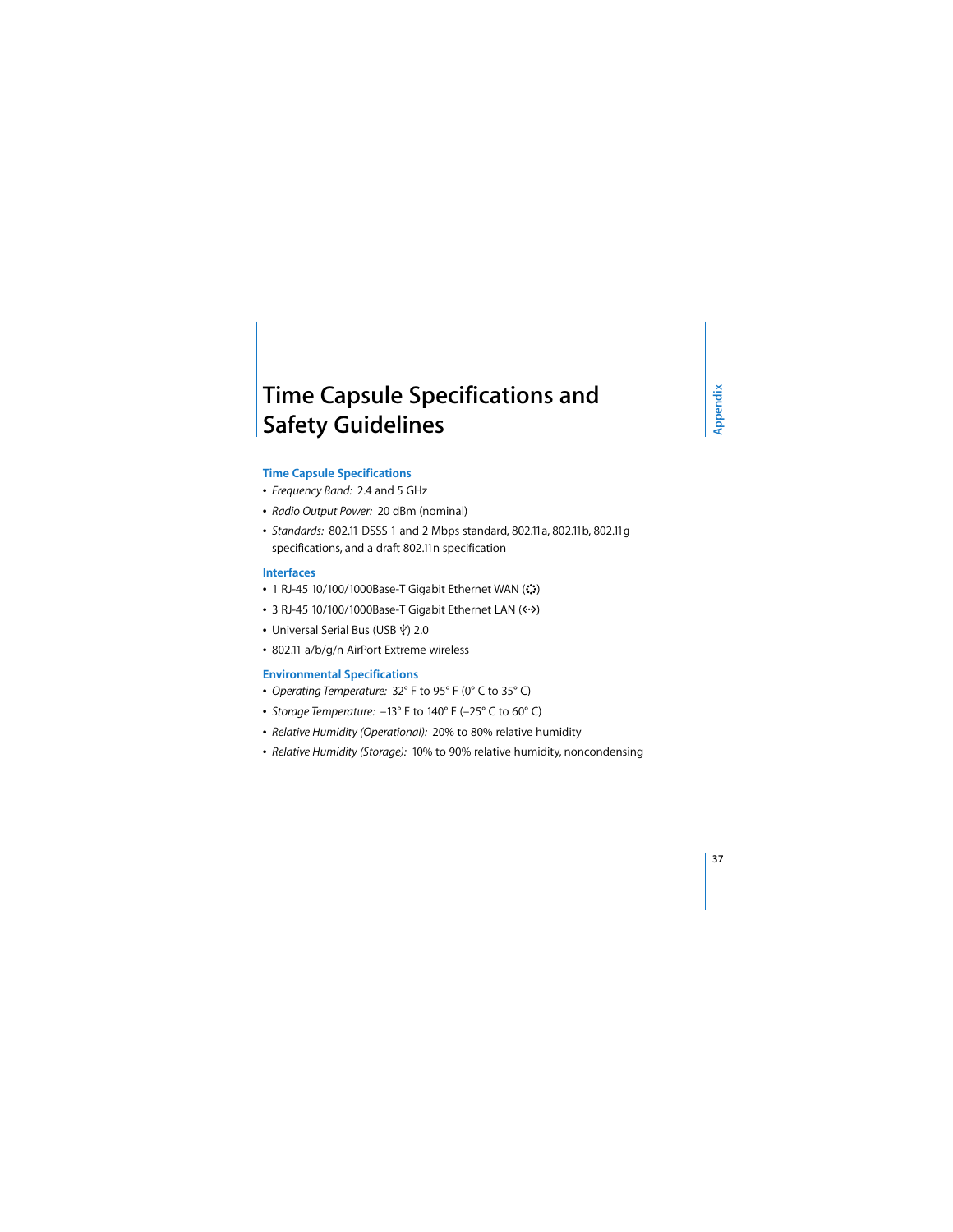# Time Capsule Specifications and Safety Guidelines

## Time Capsule Specifications

- *Frequency Band:* 2.4 and 5 GHz
- *Radio Output Power:* 20 dBm (nominal)
- *Standards:* 802.11 DSSS 1 and 2 Mbps standard, 802.11a, 802.11b, 802.11g specifications, and a draft 802.11n specification

## Interfaces

- 1 RJ-45 10/100/1000Base-T Gigabit Ethernet WAN (<·>)
- 3 RJ-45 10/100/1000Base-T Gigabit Ethernet LAN (<··>)
- Universal Serial Bus (USB ψ) 2.0
- 802.11 a/b/g/n AirPort Extreme wireless

## Environmental Specifications

- *Operating Temperature:* 32° F to 95° F (0° C to 35° C)
- *Storage Temperature:* –13° F to 140° F (–25° C to 60° C)
- *Relative Humidity (Operational):* 20% to 80% relative humidity
- *Relative Humidity (Storage):* 10% to 90% relative humidity, noncondensing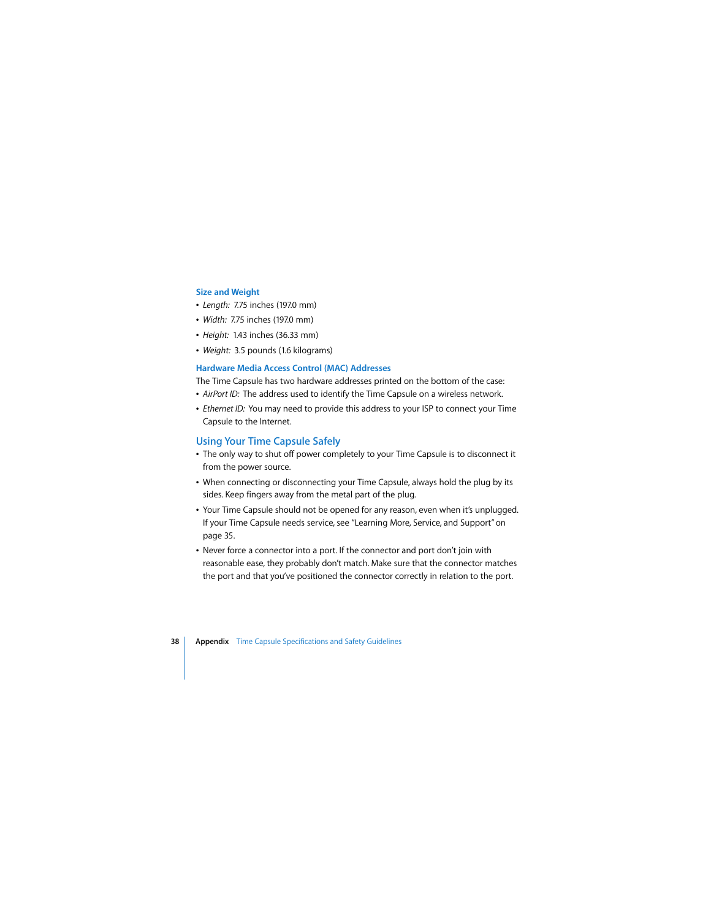### Size and Weight

- *Length:* 7.75 inches (197.0 mm)
- *Width:* 7.75 inches (197.0 mm)
- *Height:* 1.43 inches (36.33 mm)
- *Weight:* 3.5 pounds (1.6 kilograms)

### Hardware Media Access Control (MAC) Addresses

The Time Capsule has two hardware addresses printed on the bottom of the case:

- *AirPort ID:* The address used to identify the Time Capsule on a wireless network.
- *Ethernet ID:* You may need to provide this address to your ISP to connect your Time Capsule to the Internet.

## Using Your Time Capsule Safely

- The only way to shut off power completely to your Time Capsule is to disconnect it from the power source.
- When connecting or disconnecting your Time Capsule, always hold the plug by its sides. Keep fingers away from the metal part of the plug.
- Your Time Capsule should not be opened for any reason, even when it's unplugged. If your Time Capsule needs service, see "Learning More, Service, and Support" on page 35.
- Never force a connector into a port. If the connector and port don't join with reasonable ease, they probably don't match. Make sure that the connector matches the port and that you've positioned the connector correctly in relation to the port.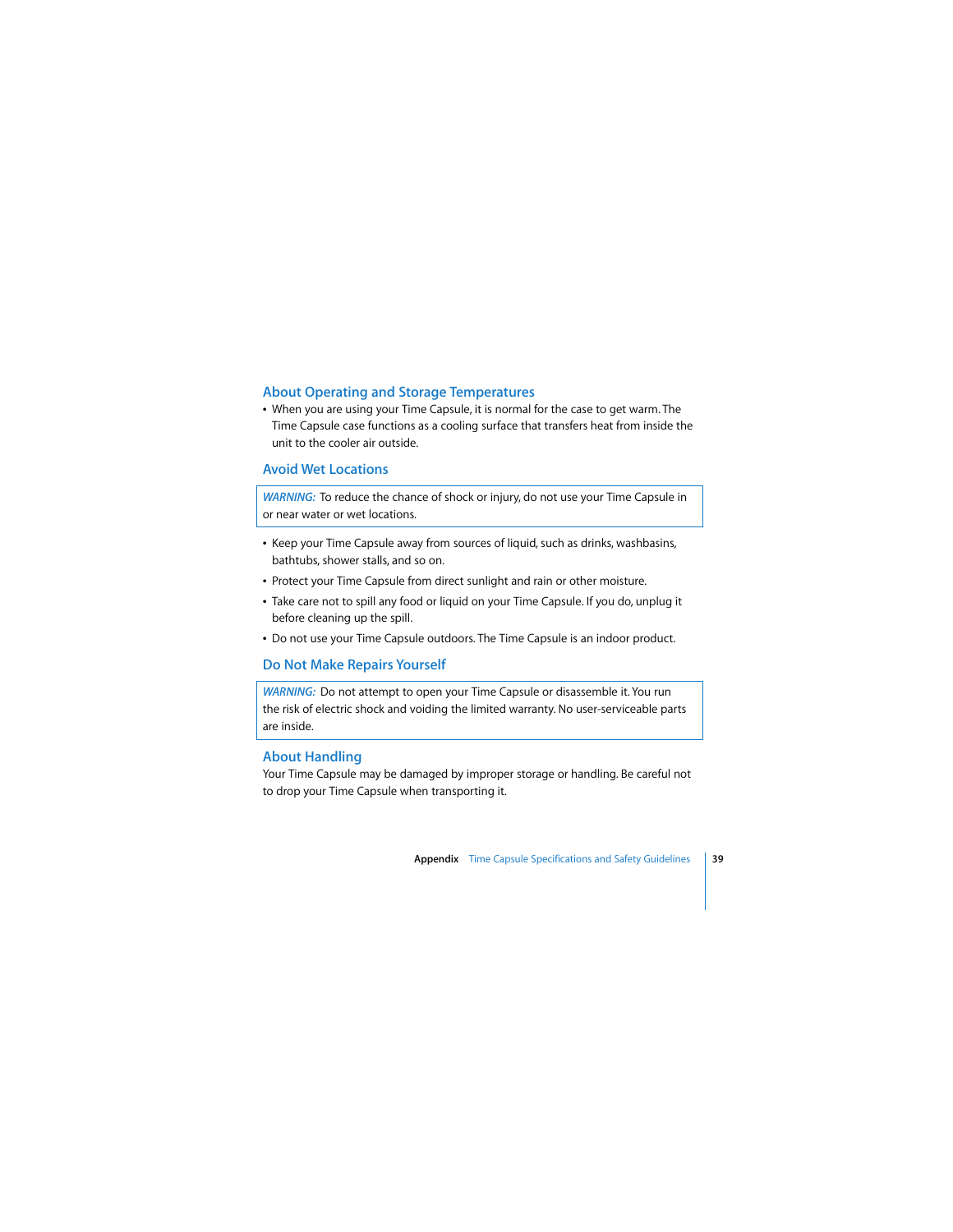## About Operating and Storage Temperatures

- When you are using your Time Capsule, it is normal for the case to get warm. The Time Capsule case functions as a cooling surface that transfers heat from inside the unit to the cooler air outside.

## Avoid Wet Locations

> *WARNING:* To reduce the chance of shock or injury, do not use your Time Capsule in or near water or wet locations.

- Keep your Time Capsule away from sources of liquid, such as drinks, washbasins, bathtubs, shower stalls, and so on.
- Protect your Time Capsule from direct sunlight and rain or other moisture.
- Take care not to spill any food or liquid on your Time Capsule. If you do, unplug it before cleaning up the spill.
- Do not use your Time Capsule outdoors. The Time Capsule is an indoor product.

## Do Not Make Repairs Yourself

> *WARNING:* Do not attempt to open your Time Capsule or disassemble it. You run the risk of electric shock and voiding the limited warranty. No user-serviceable parts are inside.

## About Handling

Your Time Capsule may be damaged by improper storage or handling. Be careful not to drop your Time Capsule when transporting it.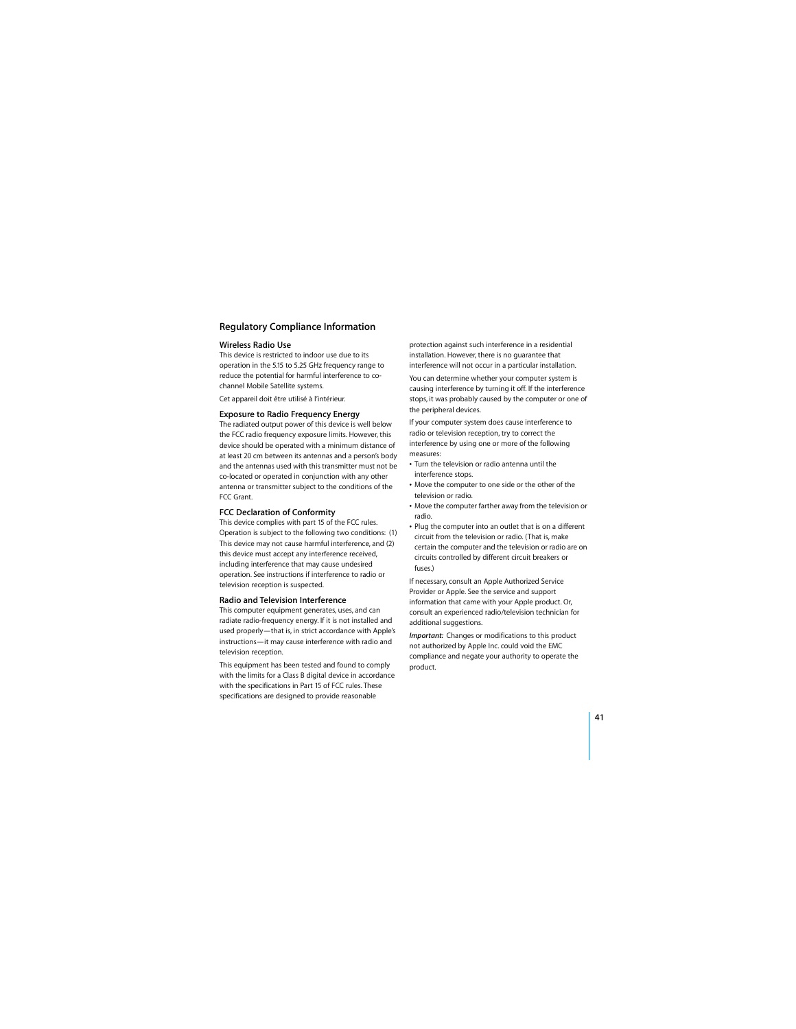## Regulatory Compliance Information

### Wireless Radio Use

This device is restricted to indoor use due to its operation in the 5.15 to 5.25 GHz frequency range to reduce the potential for harmful interference to co-channel Mobile Satellite systems.

Cet appareil doit être utilisé à l'intérieur.

### Exposure to Radio Frequency Energy

The radiated output power of this device is well below the FCC radio frequency exposure limits. However, this device should be operated with a minimum distance of at least 20 cm between its antennas and a person's body and the antennas used with this transmitter must not be co-located or operated in conjunction with any other antenna or transmitter subject to the conditions of the FCC Grant.

### FCC Declaration of Conformity

This device complies with part 15 of the FCC rules. Operation is subject to the following two conditions: (1) This device may not cause harmful interference, and (2) this device must accept any interference received, including interference that may cause undesired operation. See instructions if interference to radio or television reception is suspected.

### Radio and Television Interference

This computer equipment generates, uses, and can radiate radio-frequency energy. If it is not installed and used properly—that is, in strict accordance with Apple's instructions—it may cause interference with radio and television reception.

This equipment has been tested and found to comply with the limits for a Class B digital device in accordance with the specifications in Part 15 of FCC rules. These specifications are designed to provide reasonable protection against such interference in a residential installation. However, there is no guarantee that interference will not occur in a particular installation.

You can determine whether your computer system is causing interference by turning it off. If the interference stops, it was probably caused by the computer or one of the peripheral devices.

If your computer system does cause interference to radio or television reception, try to correct the interference by using one or more of the following measures:

- Turn the television or radio antenna until the interference stops.
- Move the computer to one side or the other of the television or radio.
- Move the computer farther away from the television or radio.
- Plug the computer into an outlet that is on a different circuit from the television or radio. (That is, make certain the computer and the television or radio are on circuits controlled by different circuit breakers or fuses.)

If necessary, consult an Apple Authorized Service Provider or Apple. See the service and support information that came with your Apple product. Or, consult an experienced radio/television technician for additional suggestions.

***Important:*** Changes or modifications to this product not authorized by Apple Inc. could void the EMC compliance and negate your authority to operate the product.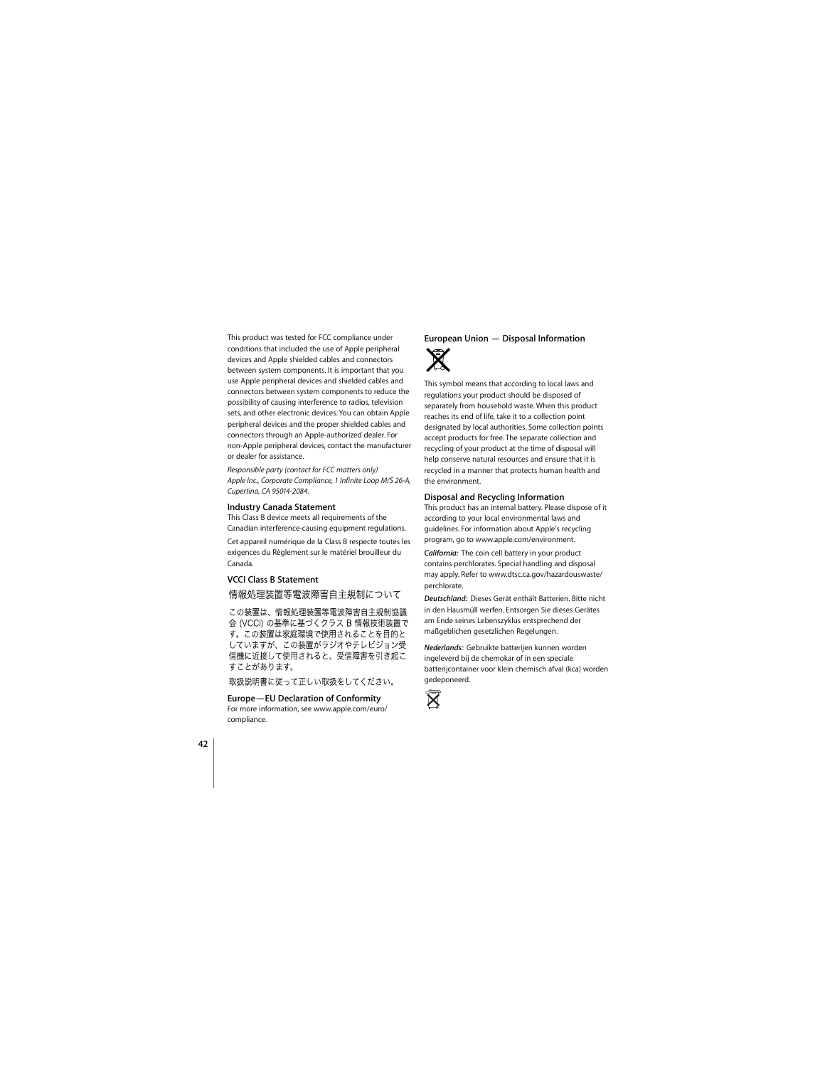This product was tested for FCC compliance under conditions that included the use of Apple peripheral devices and Apple shielded cables and connectors between system components. It is important that you use Apple peripheral devices and shielded cables and connectors between system components to reduce the possibility of causing interference to radios, television sets, and other electronic devices. You can obtain Apple peripheral devices and the proper shielded cables and connectors through an Apple-authorized dealer. For non-Apple peripheral devices, contact the manufacturer or dealer for assistance.

*Responsible party (contact for FCC matters only) Apple Inc., Corporate Compliance, 1 Infinite Loop M/S 26-A, Cupertino, CA 95014-2084.*

### Industry Canada Statement

This Class B device meets all requirements of the Canadian interference-causing equipment regulations.

Cet appareil numérique de la Class B respecte toutes les exigences du Règlement sur le matériel brouilleur du Canada.

### VCCI Class B Statement

情報処理装置等電波障害自主規制について

この装置は、情報処理装置等電波障害自主規制協議会 (VCCI) の基準に基づくクラス B 情報技術装置です。この装置は家庭環境で使用されることを目的としていますが、この装置がラジオやテレビジョン受信機に近接して使用されると、受信障害を引き起こすことがあります。

取扱説明書に従って正しい取扱をしてください。

### Europe—EU Declaration of Conformity

For more information, see www.apple.com/euro/compliance.

### European Union — Disposal Information

This symbol means that according to local laws and regulations your product should be disposed of separately from household waste. When this product reaches its end of life, take it to a collection point designated by local authorities. Some collection points accept products for free. The separate collection and recycling of your product at the time of disposal will help conserve natural resources and ensure that it is recycled in a manner that protects human health and the environment.

### Disposal and Recycling Information

This product has an internal battery. Please dispose of it according to your local environmental laws and guidelines. For information about Apple's recycling program, go to www.apple.com/environment.

***California:*** The coin cell battery in your product contains perchlorates. Special handling and disposal may apply. Refer to www.dtsc.ca.gov/hazardouswaste/perchlorate.

***Deutschland:*** Dieses Gerät enthält Batterien. Bitte nicht in den Hausmüll werfen. Entsorgen Sie dieses Gerätes am Ende seines Lebenszyklus entsprechend der maßgeblichen gesetzlichen Regelungen.

***Nederlands:*** Gebruikte batterijen kunnen worden ingeleverd bij de chemokar of in een speciale batterijcontainer voor klein chemisch afval (kca) worden gedeponeerd.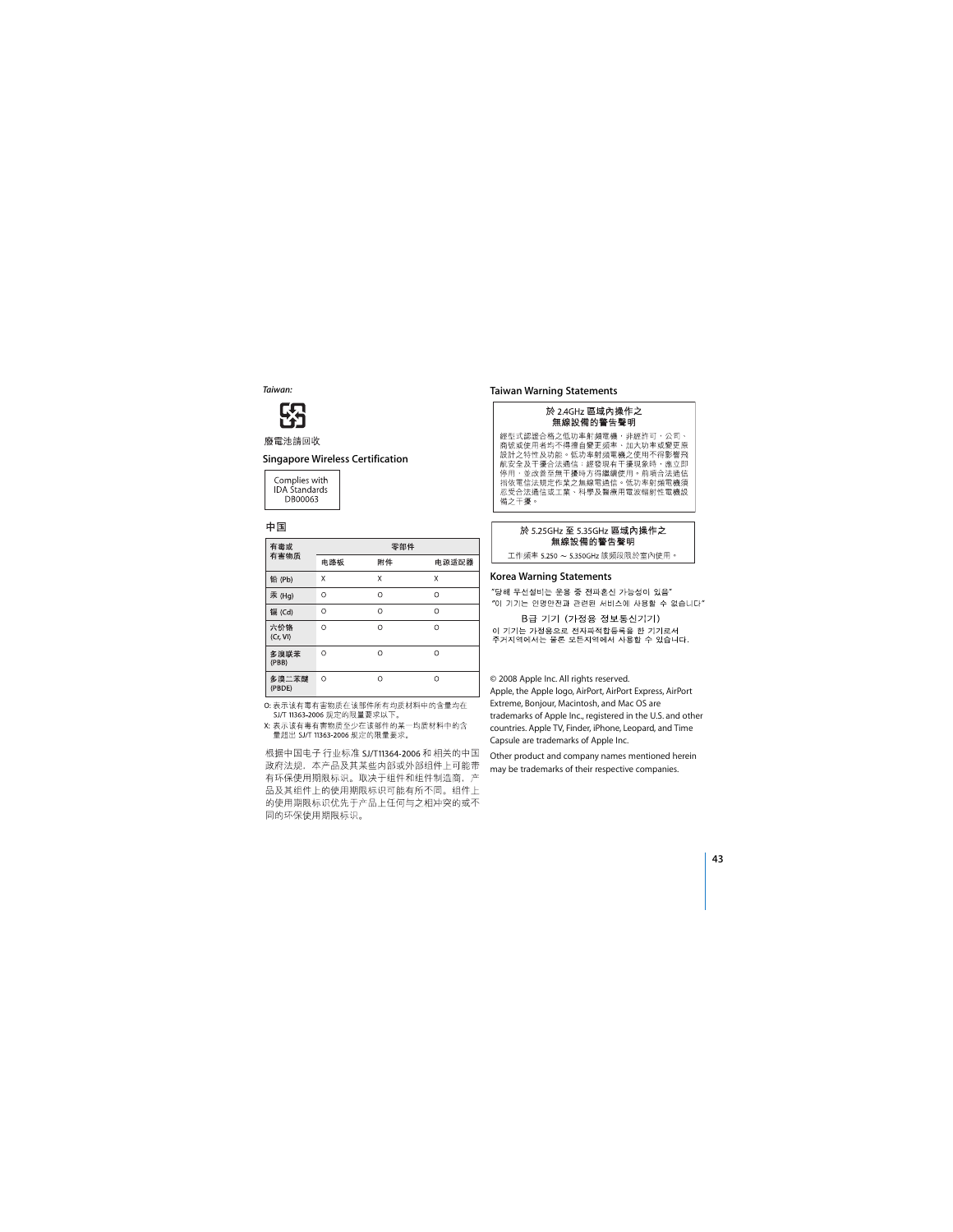*Taiwan:*

廢電池請回收

### Singapore Wireless Certification

Complies with
IDA Standards
DB00063

### 中国

| 有毒或有害物质 | 零部件 | | |
|---|---|---|---|
| | 电路板 | 附件 | 电源适配器 |
| 铅 (Pb) | X | X | X |
| 汞 (Hg) | O | O | O |
| 镉 (Cd) | O | O | O |
| 六价铬 (Cr, VI) | O | O | O |
| 多溴联苯 (PBB) | O | O | O |
| 多溴二苯醚 (PBDE) | O | O | O |

O: 表示该有毒有害物质在该部件所有均质材料中的含量均在 SJ/T 11363-2006 规定的限量要求以下。

X: 表示该有毒有害物质至少在该部件的某一均质材料中的含量超出 SJ/T 11363-2006 规定的限量要求。

根据中国电子行业标准 SJ/T11364-2006 和相关的中国政府法规，本产品及其某些内部或外部组件上可能带有环保使用期限标识。取决于组件和组件制造商，产品及其组件上的使用期限标识可能有所不同。组件上的使用期限标识优先于产品上任何与之相冲突的或不同的环保使用期限标识。

### Taiwan Warning Statements

**於 2.4GHz 區域內操作之無線設備的警告聲明**

經型式認證合格之低功率射頻電機，非經許可，公司、商號或使用者均不得擅自變更頻率、加大功率或變更原設計之特性及功能。低功率射頻電機之使用不得影響飛航安全及干擾合法通信；經發現有干擾現象時，應立即停用，並改善至無干擾時方得繼續使用。前項合法通信指依電信法規定作業之無線電通信。低功率射頻電機須忍受合法通信或工業、科學及醫療用電波輻射性電機設備之干擾。

**於 5.25GHz 至 5.35GHz 區域內操作之無線設備的警告聲明**

工作頻率 5.250 ~ 5.350GHz 該頻段限於室內使用。

### Korea Warning Statements

"당해 무선설비는 운용 중 전파혼신 가능성이 있음"
"이 기기는 인명안전과 관련된 서비스에 사용할 수 없습니다"

B급 기기 (가정용 정보통신기기)
이 기기는 가정용으로 전자파적합등록을 한 기기로서
주거지역에서는 물론 모든지역에서 사용할 수 있습니다.

© 2008 Apple Inc. All rights reserved.
Apple, the Apple logo, AirPort, AirPort Express, AirPort Extreme, Bonjour, Macintosh, and Mac OS are trademarks of Apple Inc., registered in the U.S. and other countries. Apple TV, Finder, iPhone, Leopard, and Time Capsule are trademarks of Apple Inc.

Other product and company names mentioned herein may be trademarks of their respective companies.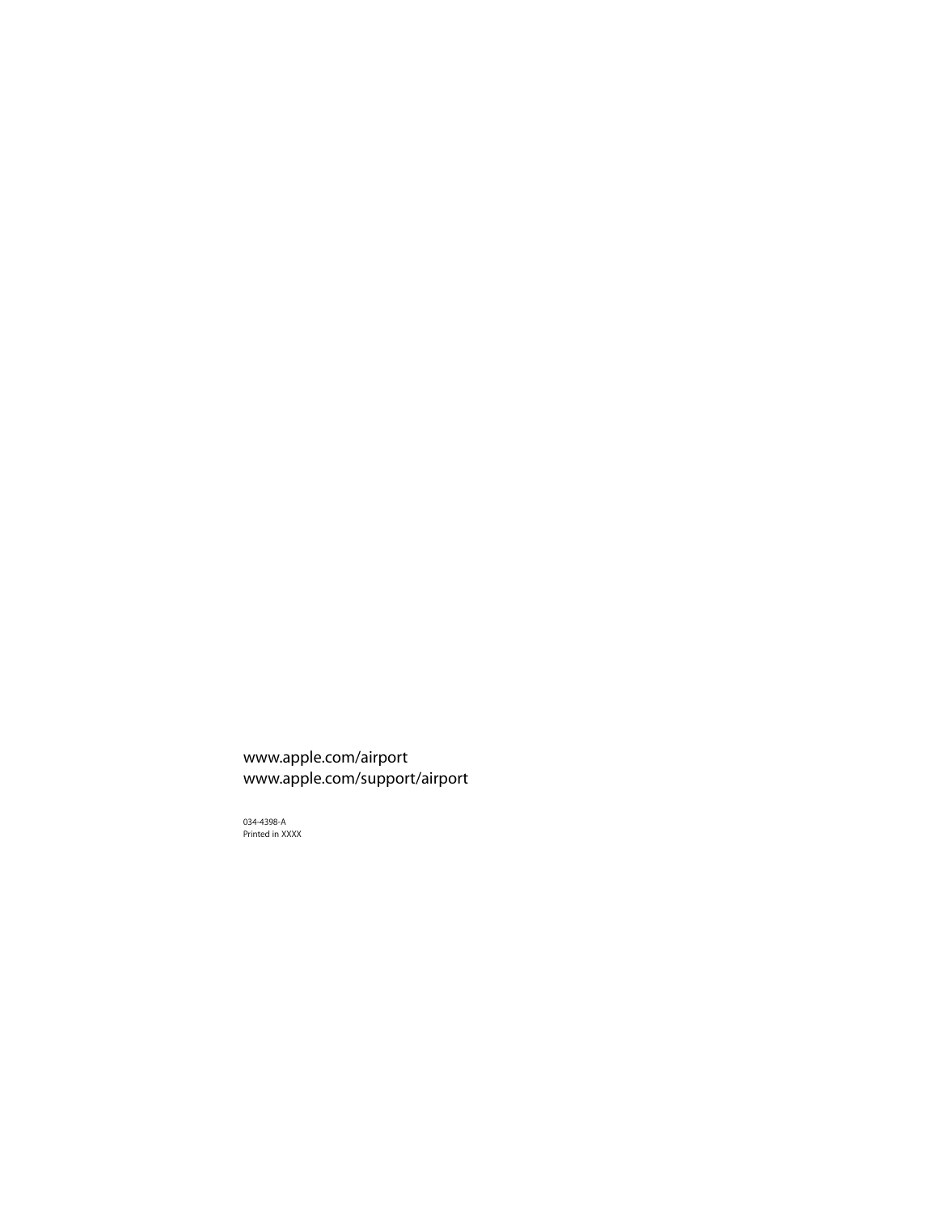www.apple.com/airport
www.apple.com/support/airport

034-4398-A
Printed in XXXX